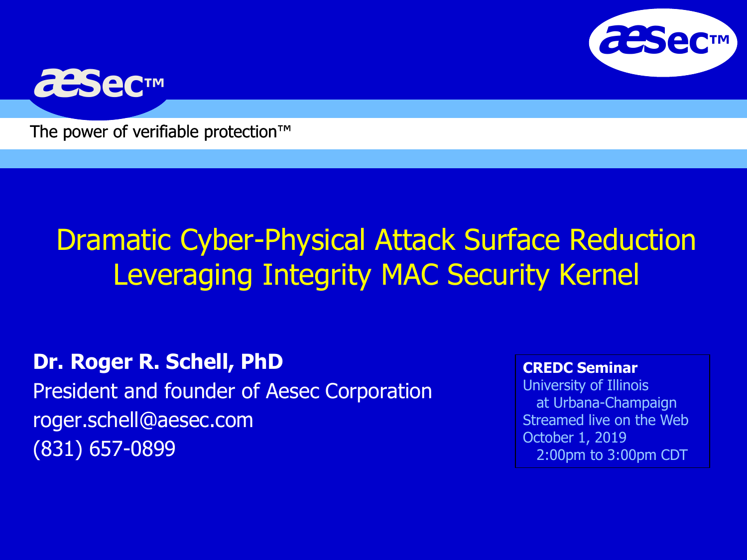aesec™

The power of verifiable protection™

# Dramatic Cyber-Physical Attack Surface Reduction Leveraging Integrity MAC Security Kernel

**Dr. Roger R. Schell, PhD**

President and founder of Aesec Corporation

roger.schell@aesec.com

(831) 657-0899

**CREDC Seminar**

University of Illinois at Urbana-Champaign

Streamed live on the Web

October 1, 2019

2:00pm to 3:00pm CDT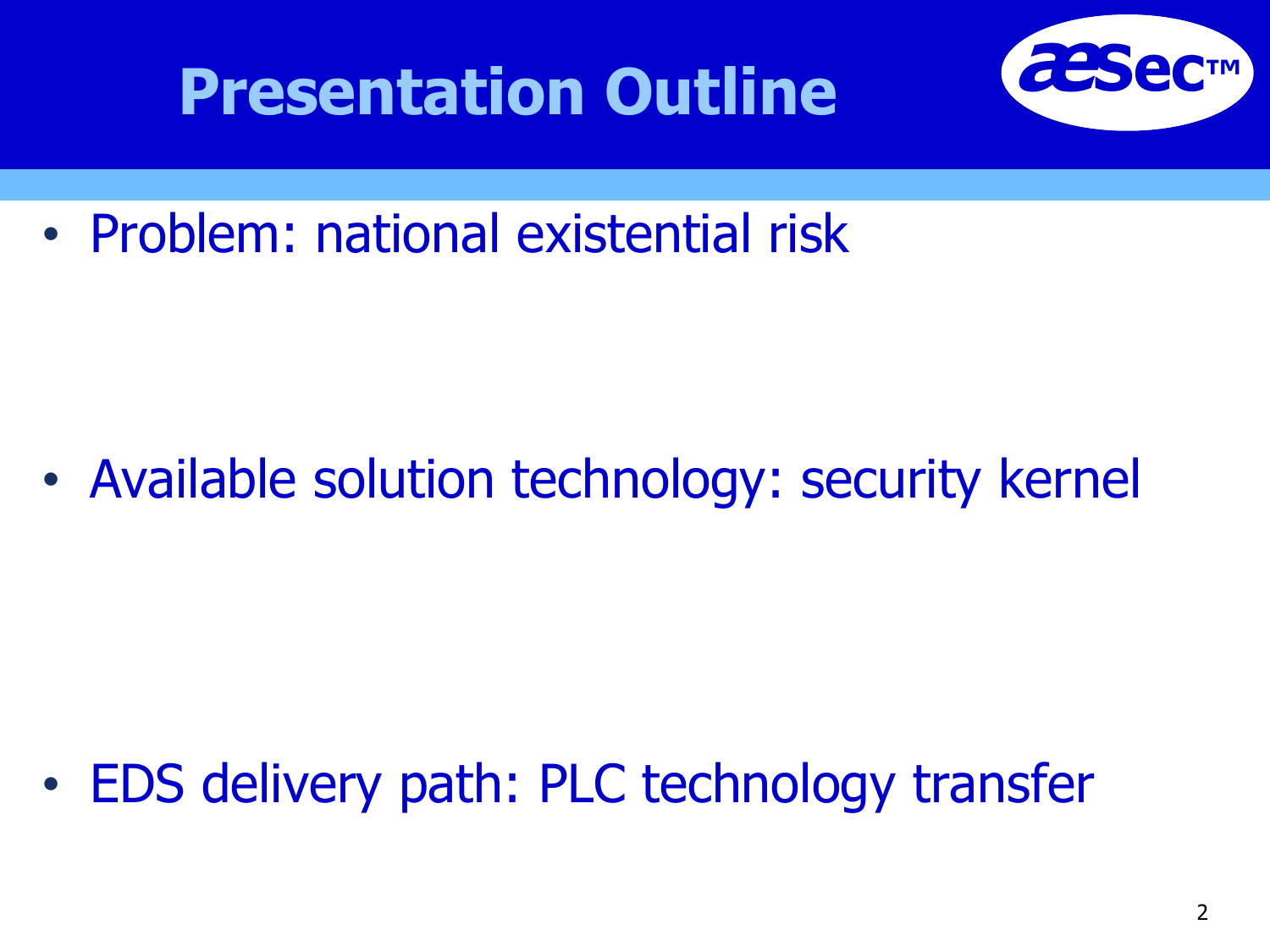# Presentation Outline

- Problem: national existential risk
- Available solution technology: security kernel
- EDS delivery path: PLC technology transfer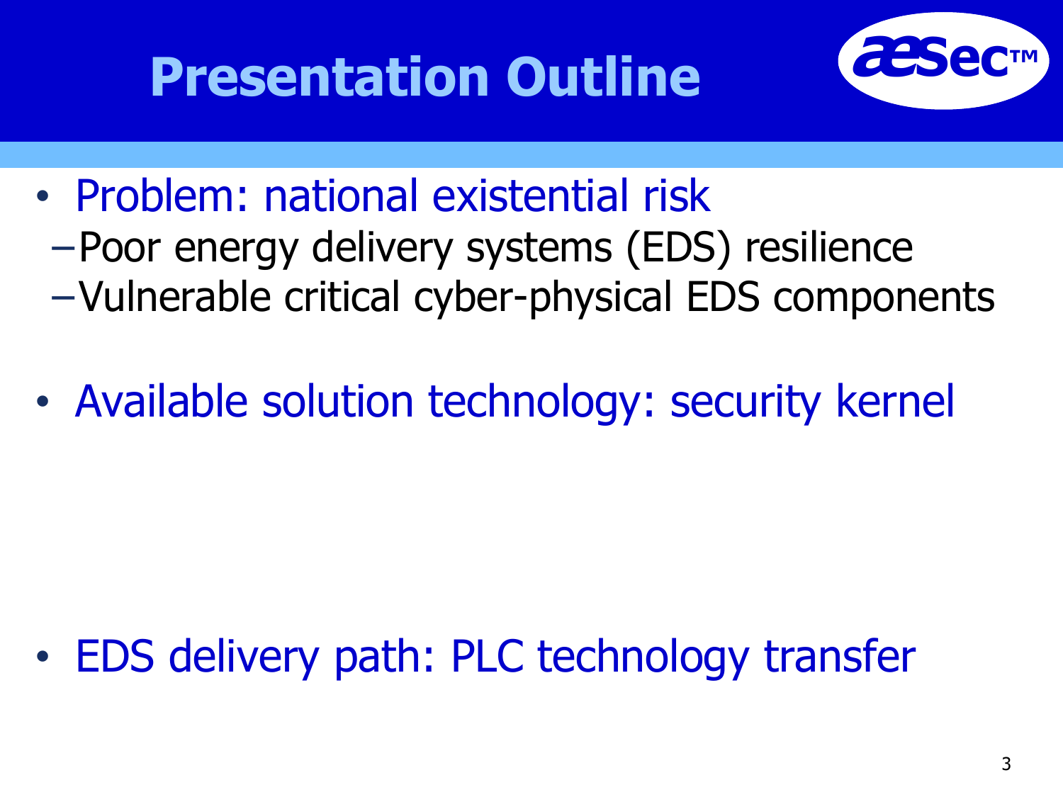# Presentation Outline

- Problem: national existential risk
  - Poor energy delivery systems (EDS) resilience
  - Vulnerable critical cyber-physical EDS components
- Available solution technology: security kernel
- EDS delivery path: PLC technology transfer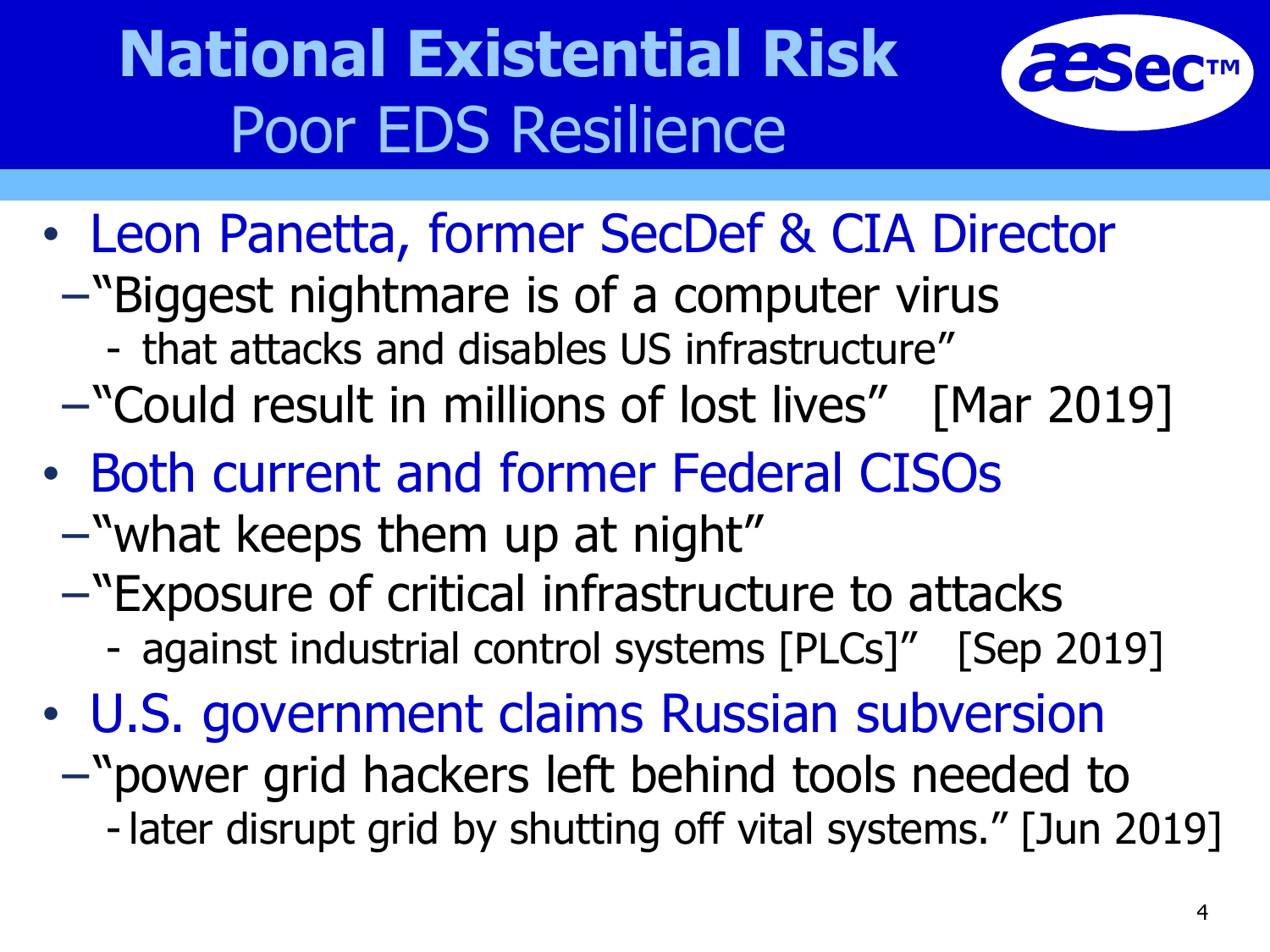# National Existential Risk
## Poor EDS Resilience

- Leon Panetta, former SecDef & CIA Director
  - "Biggest nightmare is of a computer virus
    - that attacks and disables US infrastructure"
  - "Could result in millions of lost lives" [Mar 2019]
- Both current and former Federal CISOs
  - "what keeps them up at night"
  - "Exposure of critical infrastructure to attacks
    - against industrial control systems [PLCs]" [Sep 2019]
- U.S. government claims Russian subversion
  - "power grid hackers left behind tools needed to
    - later disrupt grid by shutting off vital systems." [Jun 2019]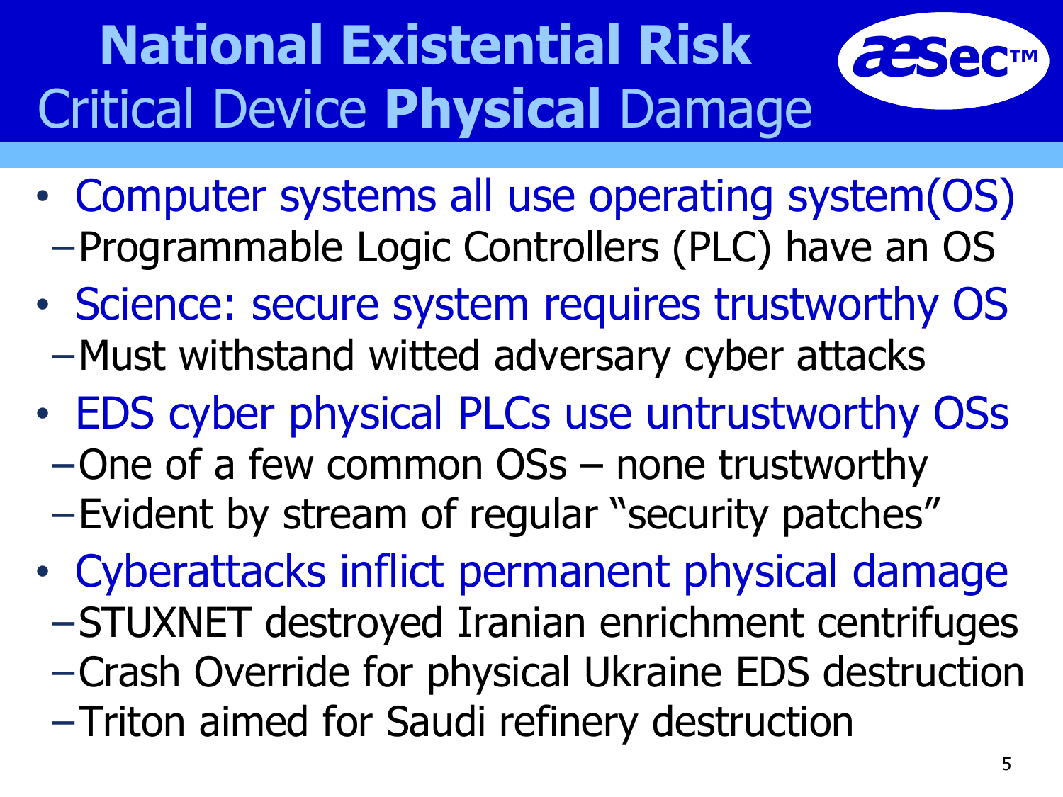# National Existential Risk

## Critical Device **Physical** Damage

- Computer systems all use operating system(OS)
  - Programmable Logic Controllers (PLC) have an OS
- Science: secure system requires trustworthy OS
  - Must withstand witted adversary cyber attacks
- EDS cyber physical PLCs use untrustworthy OSs
  - One of a few common OSs – none trustworthy
  - Evident by stream of regular "security patches"
- Cyberattacks inflict permanent physical damage
  - STUXNET destroyed Iranian enrichment centrifuges
  - Crash Override for physical Ukraine EDS destruction
  - Triton aimed for Saudi refinery destruction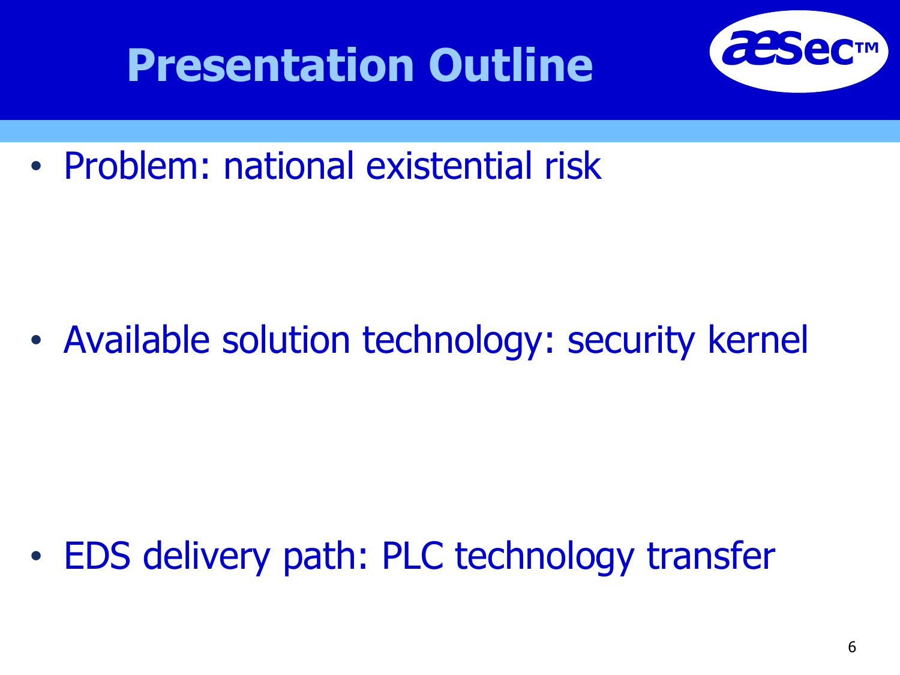# Presentation Outline

- Problem: national existential risk
- Available solution technology: security kernel
- EDS delivery path: PLC technology transfer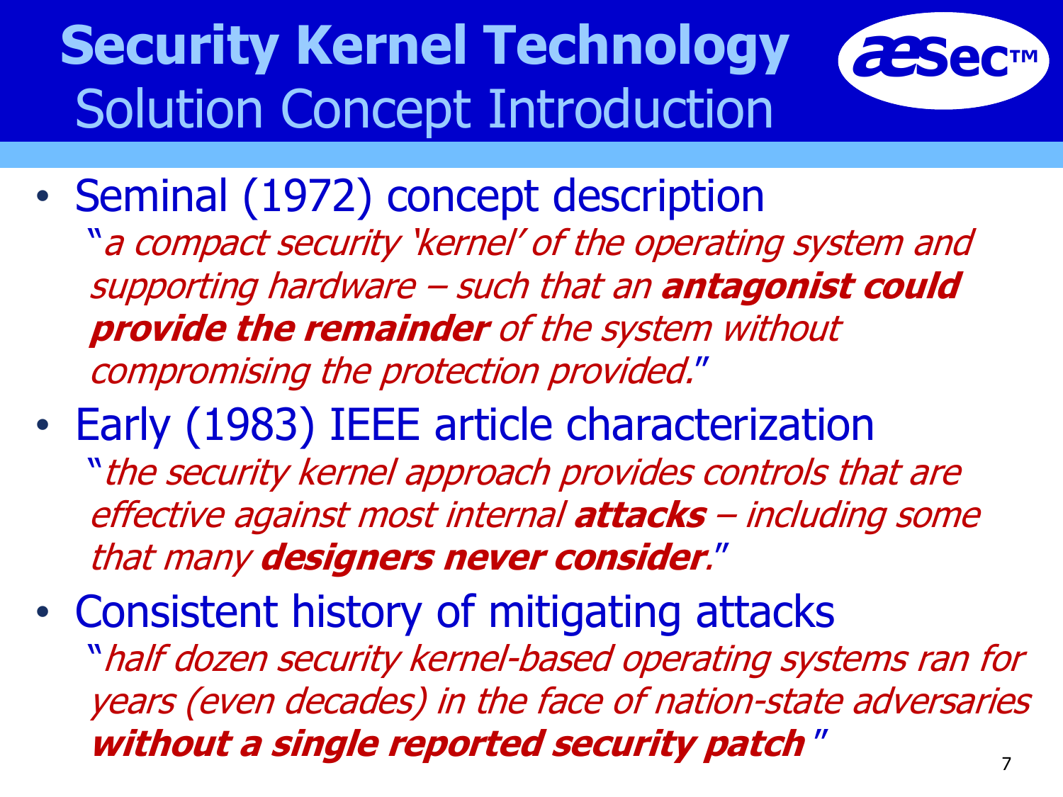# Security Kernel Technology
## Solution Concept Introduction

aesec™

- Seminal (1972) concept description
  "*a compact security 'kernel' of the operating system and supporting hardware – such that an **antagonist could provide the remainder** of the system without compromising the protection provided.*"
- Early (1983) IEEE article characterization
  "*the security kernel approach provides controls that are effective against most internal **attacks** – including some that many **designers never consider**.*"
- Consistent history of mitigating attacks
  "*half dozen security kernel-based operating systems ran for years (even decades) in the face of nation-state adversaries **without a single reported security patch***"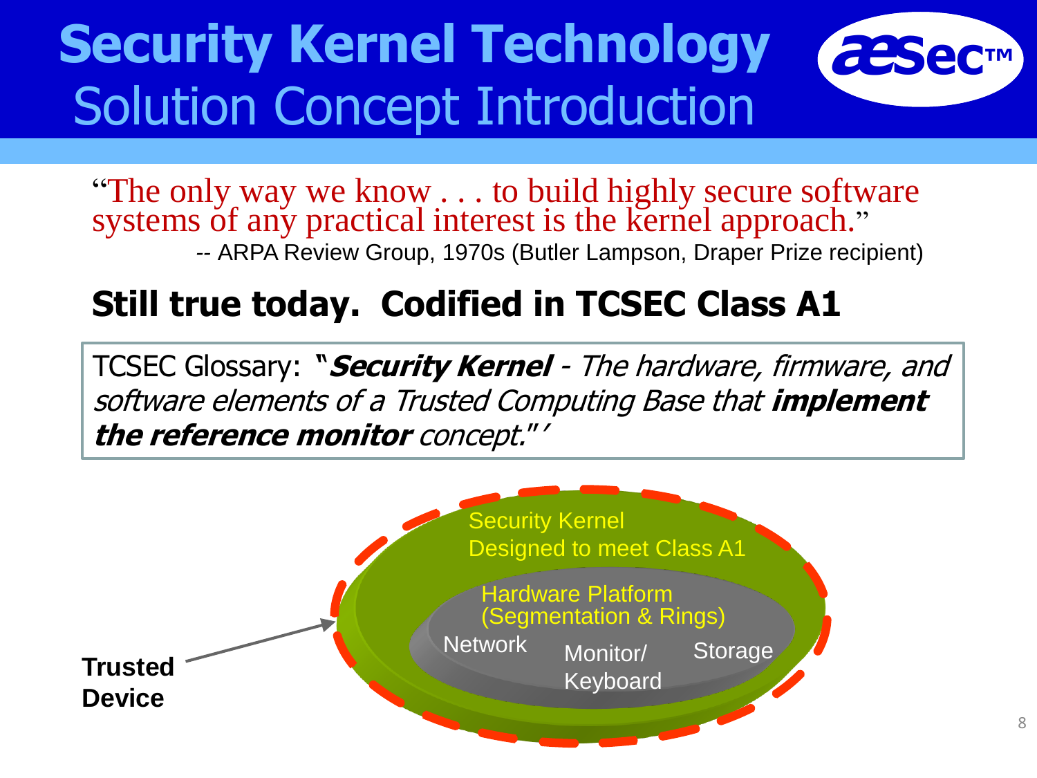# Security Kernel Technology

## Solution Concept Introduction

"The only way we know . . . to build highly secure software systems of any practical interest is the kernel approach."

-- ARPA Review Group, 1970s (Butler Lampson, Draper Prize recipient)

## Still true today. Codified in TCSEC Class A1

TCSEC Glossary: ***"Security Kernel*** *- The hardware, firmware, and software elements of a Trusted Computing Base that* ***implement the reference monitor*** *concept."'*

Security Kernel Designed to meet Class A1

Hardware Platform (Segmentation & Rings)

Network

Monitor/ Keyboard

Storage

**Trusted Device**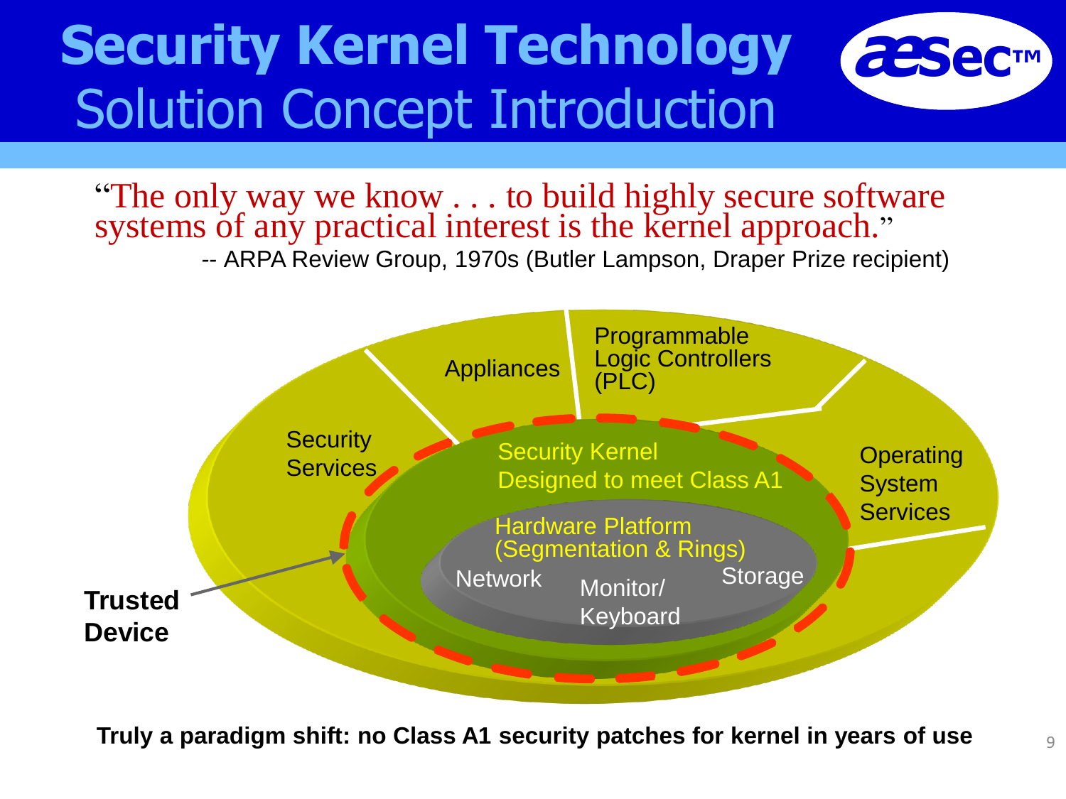# Security Kernel Technology
## Solution Concept Introduction

“The only way we know . . . to build highly secure software systems of any practical interest is the kernel approach.”

-- ARPA Review Group, 1970s (Butler Lampson, Draper Prize recipient)

Appliances

Programmable Logic Controllers (PLC)

Security Services

Operating System Services

Security Kernel Designed to meet Class A1

Hardware Platform (Segmentation & Rings)

Network

Monitor/ Keyboard

Storage

**Trusted Device**

**Truly a paradigm shift: no Class A1 security patches for kernel in years of use**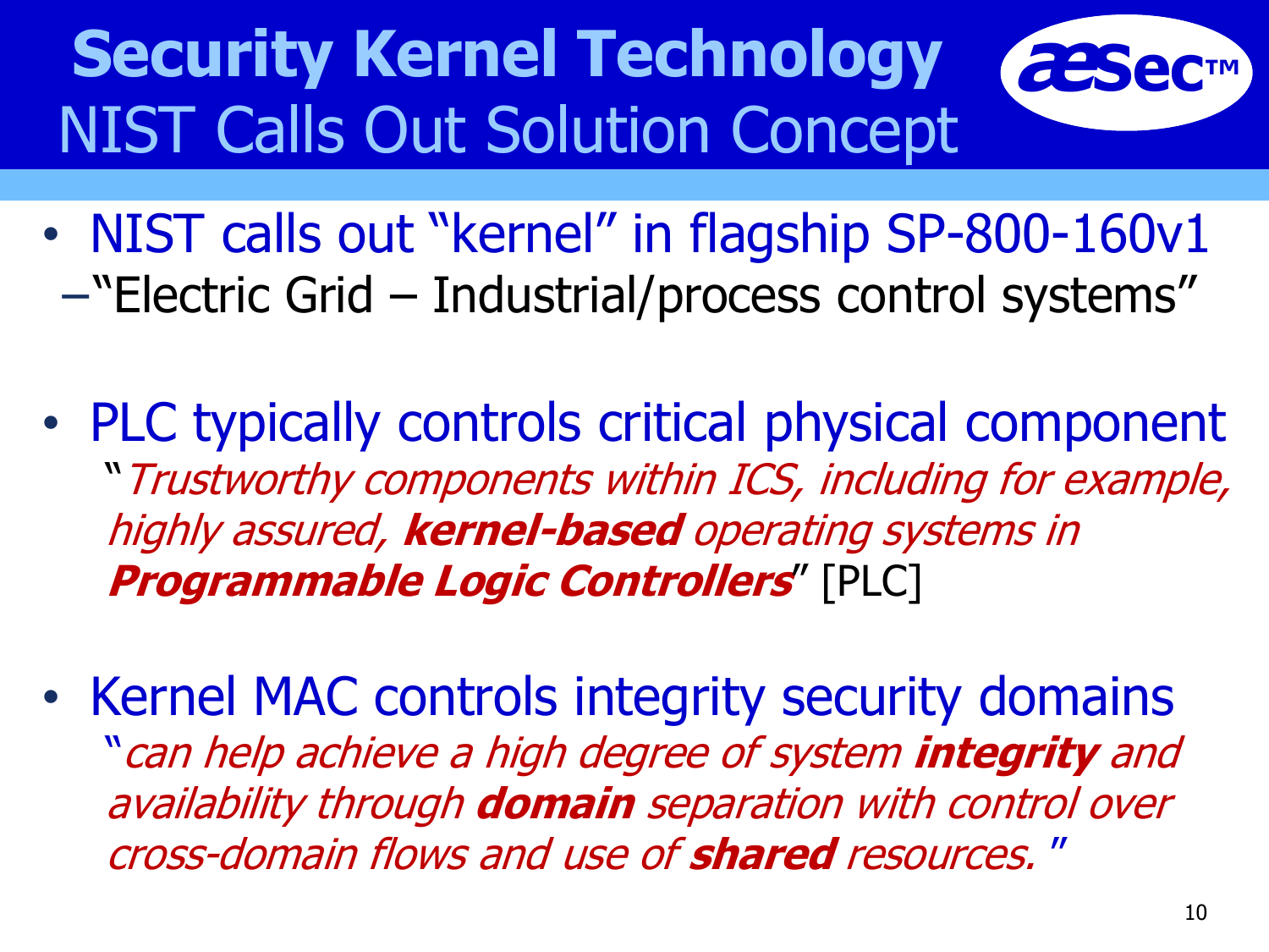# Security Kernel Technology

## NIST Calls Out Solution Concept

- NIST calls out "kernel" in flagship SP-800-160v1
  - "Electric Grid – Industrial/process control systems"

- PLC typically controls critical physical component

  "*Trustworthy components within ICS, including for example, highly assured, **kernel-based** operating systems in **Programmable Logic Controllers***" [PLC]

- Kernel MAC controls integrity security domains

  "*can help achieve a high degree of system **integrity** and availability through **domain** separation with control over cross-domain flows and use of **shared** resources.*"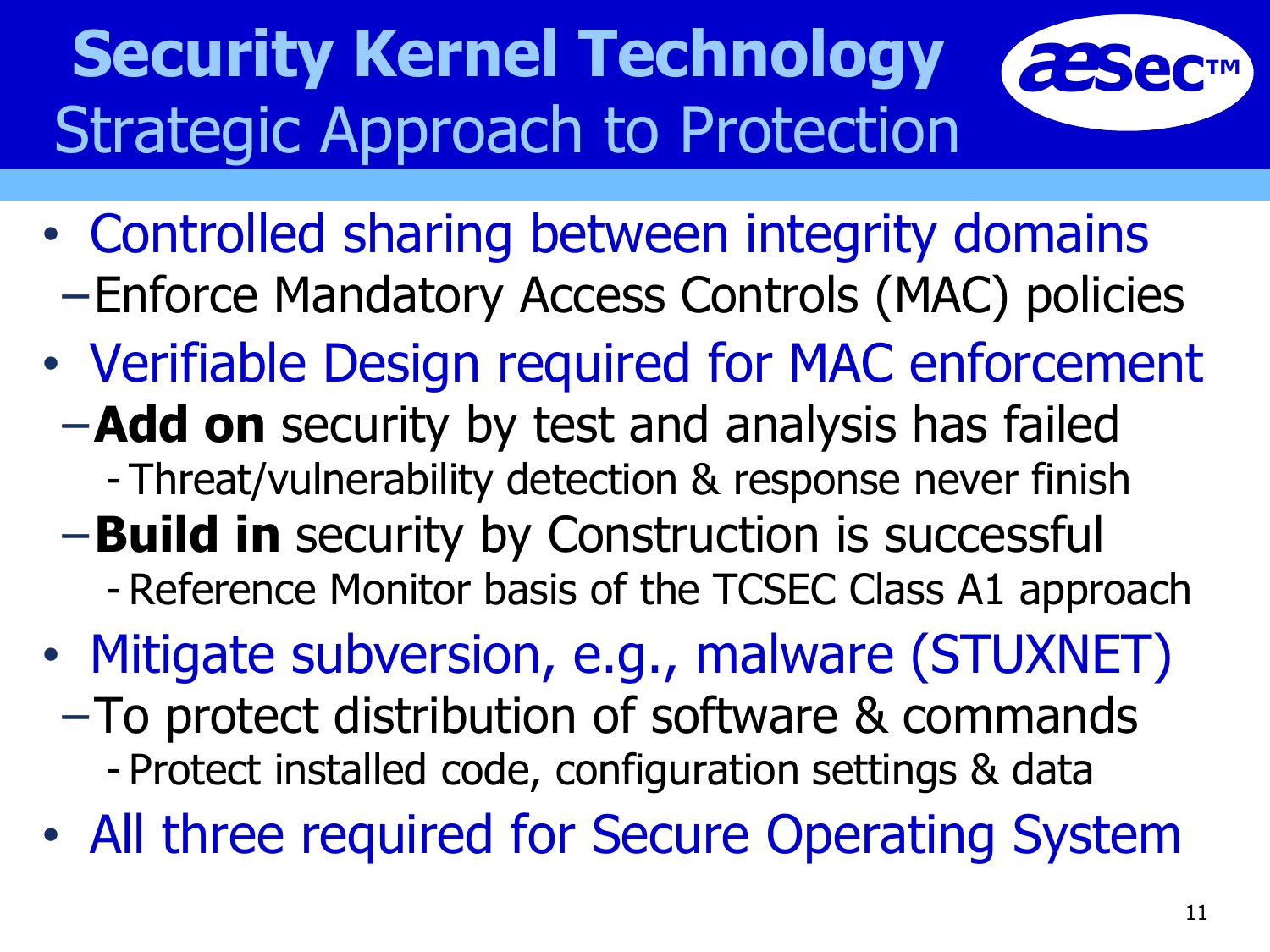# Security Kernel Technology
## Strategic Approach to Protection

- Controlled sharing between integrity domains
  - Enforce Mandatory Access Controls (MAC) policies
- Verifiable Design required for MAC enforcement
  - **Add on** security by test and analysis has failed
    - Threat/vulnerability detection & response never finish
  - **Build in** security by Construction is successful
    - Reference Monitor basis of the TCSEC Class A1 approach
- Mitigate subversion, e.g., malware (STUXNET)
  - To protect distribution of software & commands
    - Protect installed code, configuration settings & data
- All three required for Secure Operating System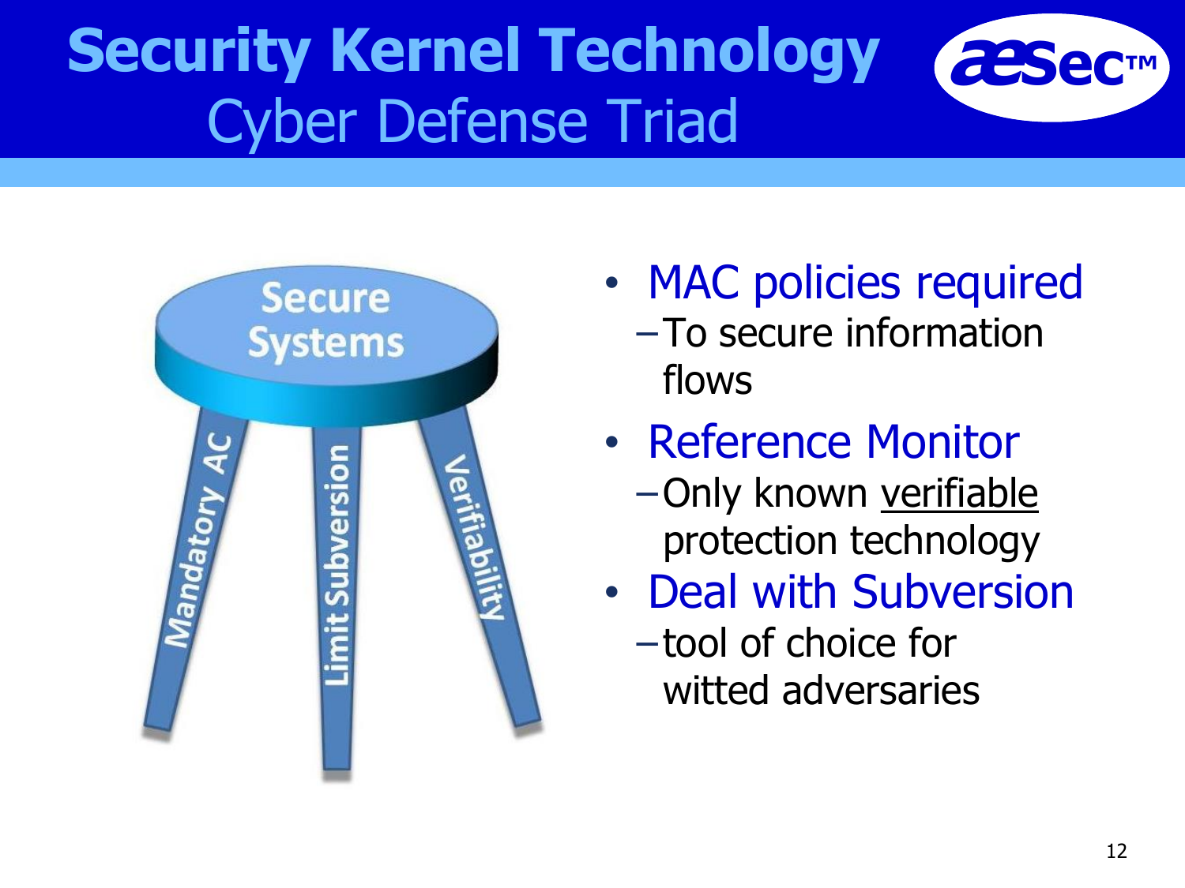# Security Kernel Technology

## Cyber Defense Triad

Secure Systems

Mandatory AC | Limit Subversion | Verifiability

- MAC policies required
  - To secure information flows
- Reference Monitor
  - Only known verifiable protection technology
- Deal with Subversion
  - tool of choice for witted adversaries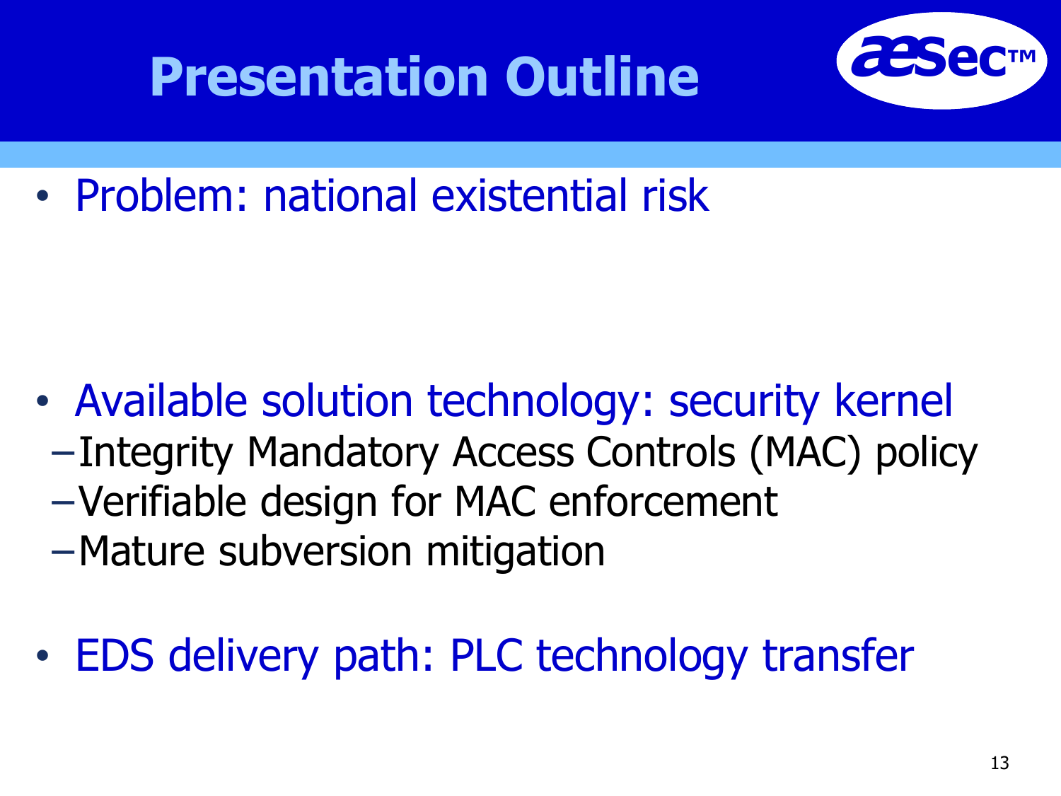# Presentation Outline

- Problem: national existential risk

- Available solution technology: security kernel
  - Integrity Mandatory Access Controls (MAC) policy
  - Verifiable design for MAC enforcement
  - Mature subversion mitigation

- EDS delivery path: PLC technology transfer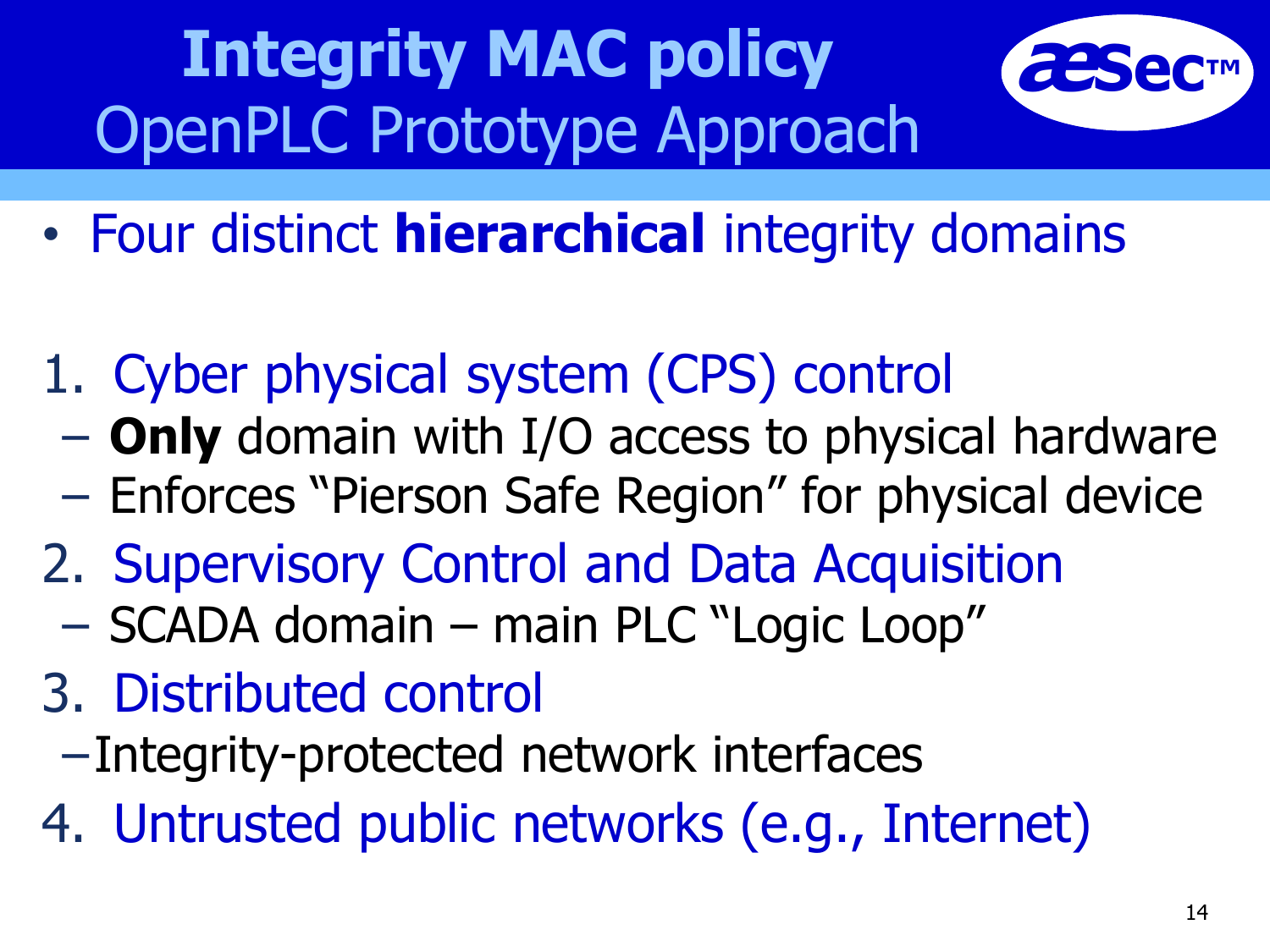# Integrity MAC policy
## OpenPLC Prototype Approach

- Four distinct **hierarchical** integrity domains

1. Cyber physical system (CPS) control
   - **Only** domain with I/O access to physical hardware
   - Enforces "Pierson Safe Region" for physical device
2. Supervisory Control and Data Acquisition
   - SCADA domain – main PLC "Logic Loop"
3. Distributed control
   - Integrity-protected network interfaces
4. Untrusted public networks (e.g., Internet)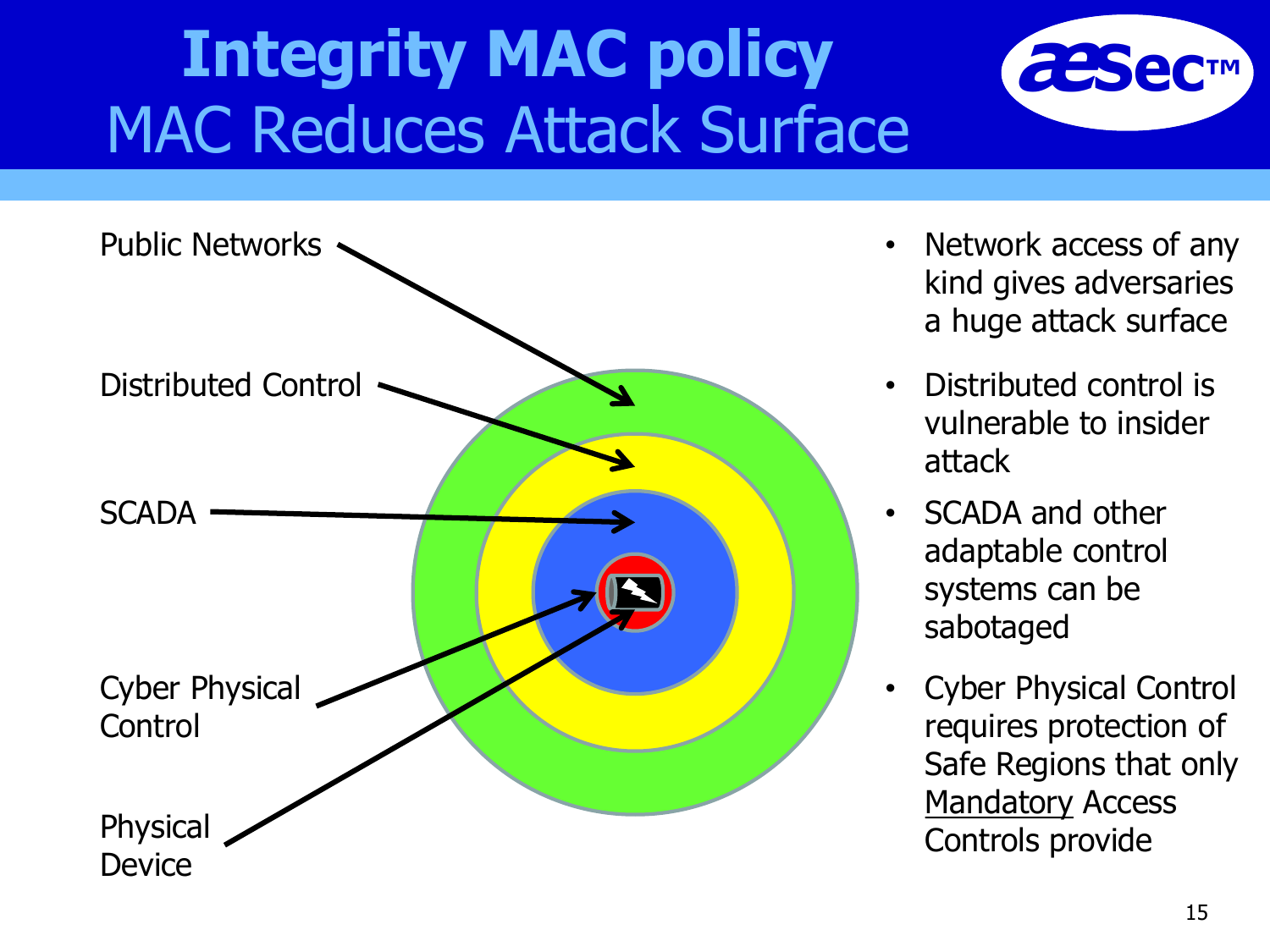# Integrity MAC policy

## MAC Reduces Attack Surface

Public Networks

Distributed Control

SCADA

Cyber Physical Control

Physical Device

- Network access of any kind gives adversaries a huge attack surface
- Distributed control is vulnerable to insider attack
- SCADA and other adaptable control systems can be sabotaged
- Cyber Physical Control requires protection of Safe Regions that only Mandatory Access Controls provide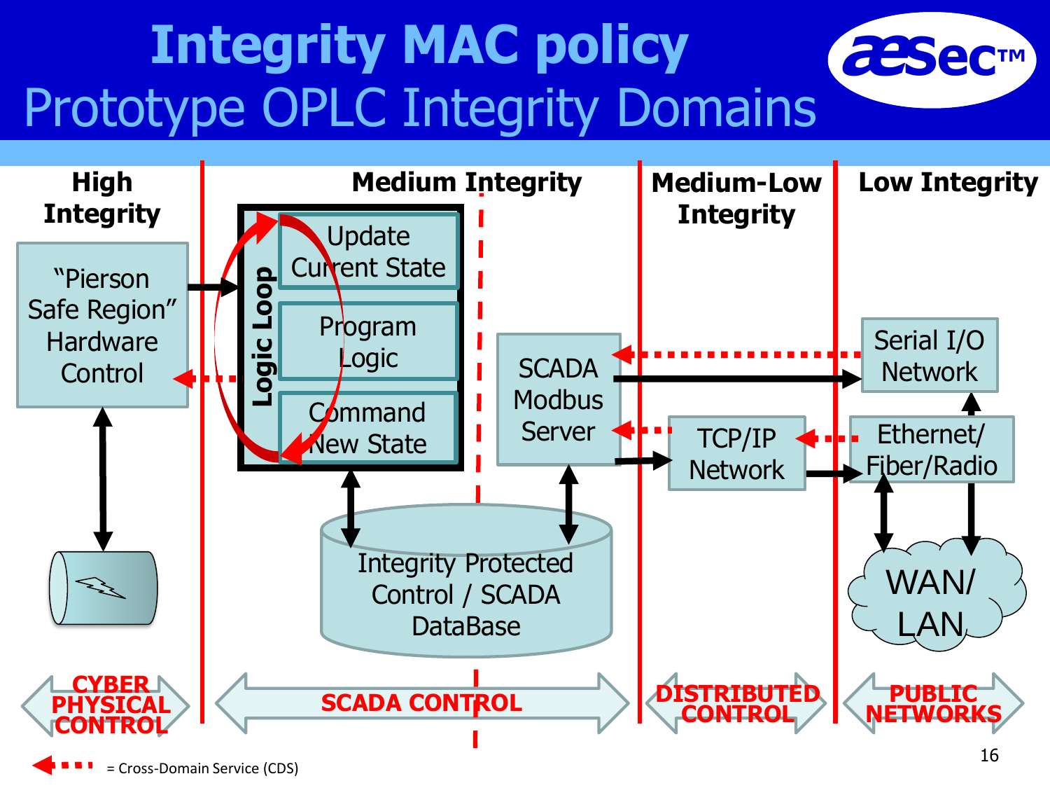# Integrity MAC policy

## Prototype OPLC Integrity Domains

| High Integrity | Medium Integrity | Medium-Low Integrity | Low Integrity |
|---|---|---|---|
| "Pierson Safe Region" Hardware Control | Logic Loop: Update Current State; Program Logic; Command New State | TCP/IP Network | Serial I/O Network |
| | SCADA Modbus Server | | Ethernet/ Fiber/Radio |
| | Integrity Protected Control / SCADA DataBase | | WAN/ LAN |
| CYBER PHYSICAL CONTROL | SCADA CONTROL | DISTRIBUTED CONTROL | PUBLIC NETWORKS |

= Cross-Domain Service (CDS)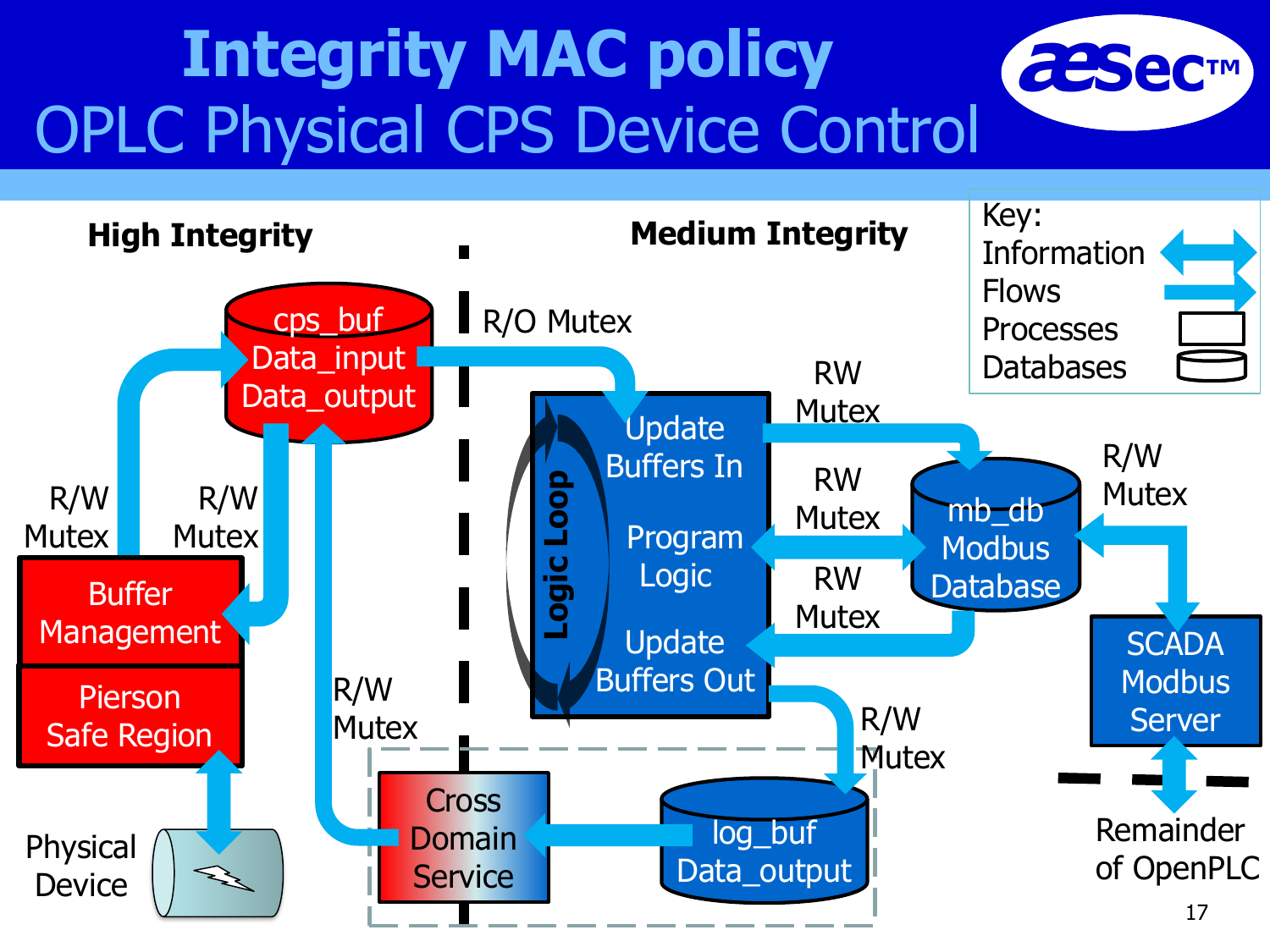# Integrity MAC policy

## OPLC Physical CPS Device Control

**High Integrity**

**Medium Integrity**

Key:
- Information Flows
- Processes
- Databases

cps_buf
Data_input
Data_output

R/O Mutex

Update Buffers In

Program Logic

Update Buffers Out

Logic Loop

RW Mutex

RW Mutex

RW Mutex

mb_db
Modbus Database

R/W Mutex

SCADA Modbus Server

Remainder of OpenPLC

R/W Mutex

R/W Mutex

Buffer Management

Pierson Safe Region

Physical Device

R/W Mutex

Cross Domain Service

log_buf
Data_output

R/W Mutex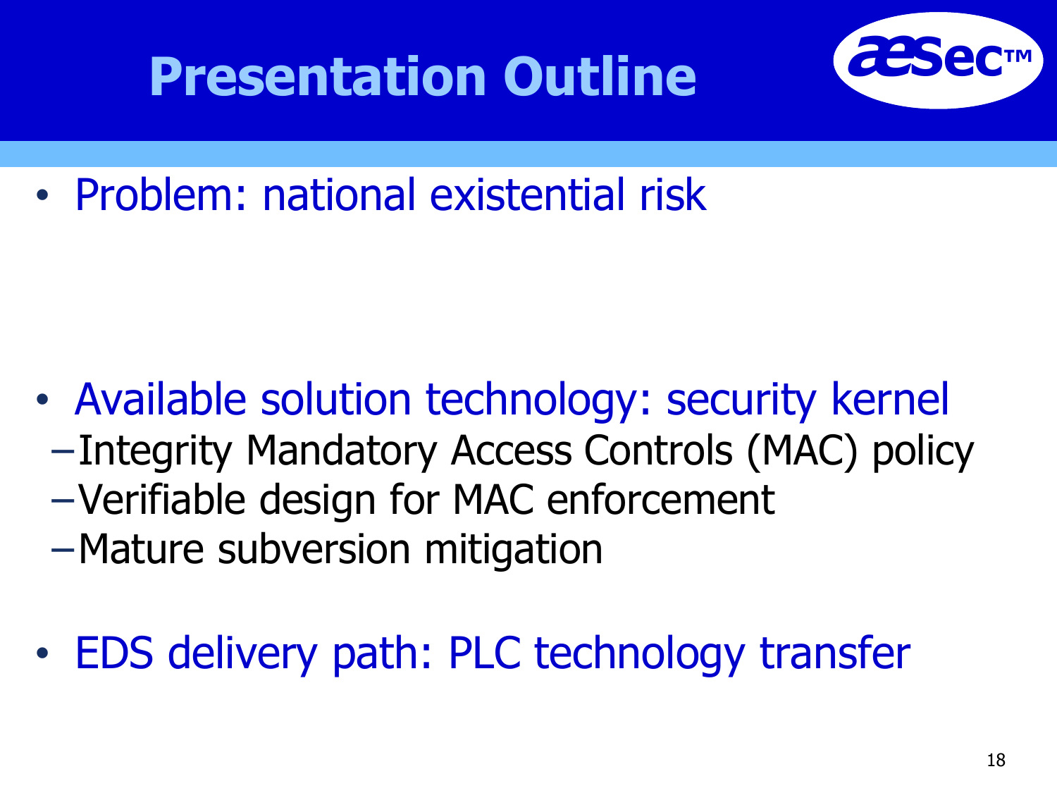# Presentation Outline

- Problem: national existential risk

- Available solution technology: security kernel
  - Integrity Mandatory Access Controls (MAC) policy
  - Verifiable design for MAC enforcement
  - Mature subversion mitigation

- EDS delivery path: PLC technology transfer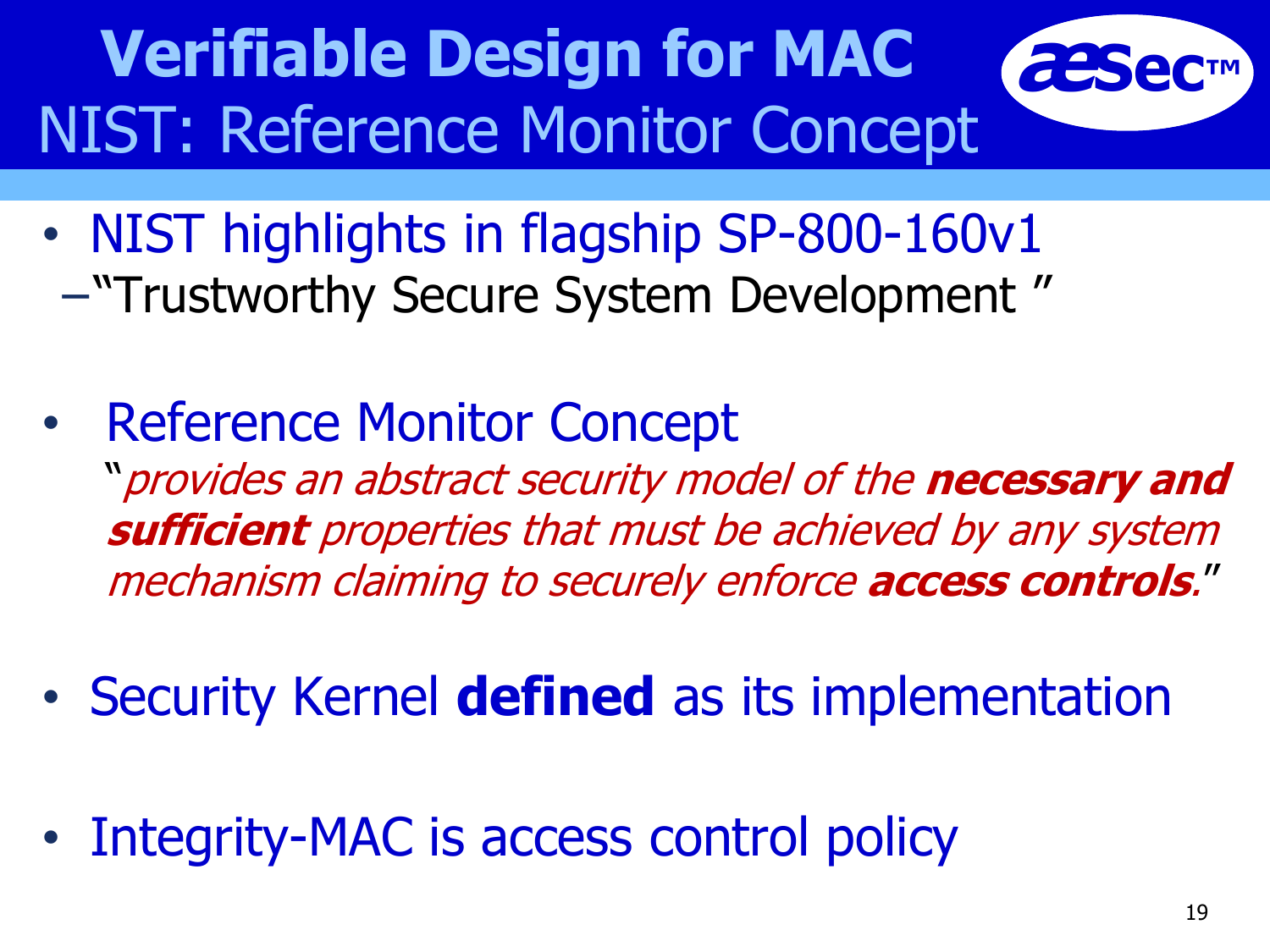# Verifiable Design for MAC
## NIST: Reference Monitor Concept

- NIST highlights in flagship SP-800-160v1
  - "Trustworthy Secure System Development "

- Reference Monitor Concept
  "*provides an abstract security model of the **necessary and sufficient** properties that must be achieved by any system mechanism claiming to securely enforce **access controls**.*"

- Security Kernel **defined** as its implementation

- Integrity-MAC is access control policy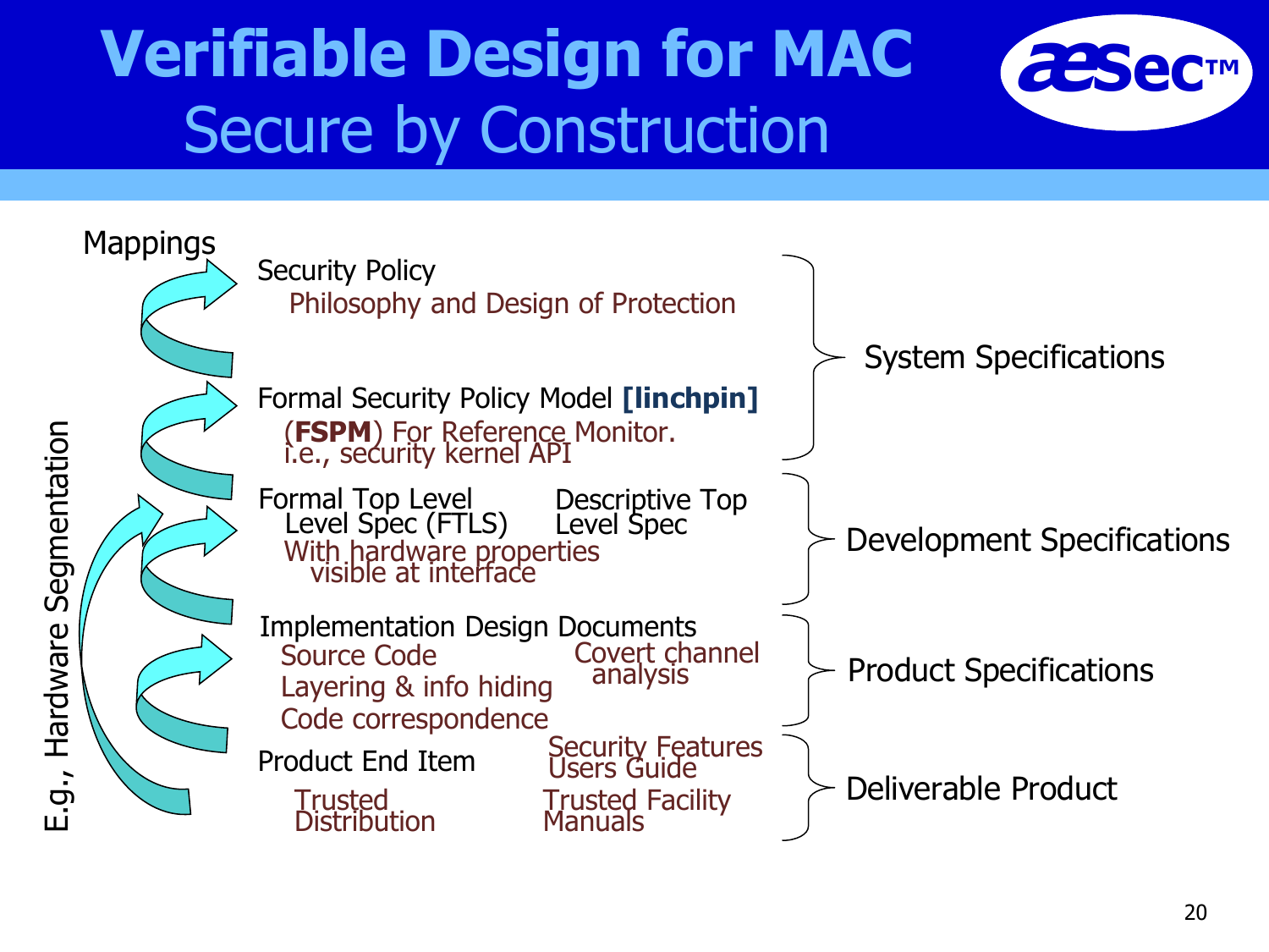# Verifiable Design for MAC
## Secure by Construction

Mappings

E.g., Hardware Segmentation

**System Specifications**

- Security Policy
  - Philosophy and Design of Protection
- Formal Security Policy Model **[linchpin]**
  - (**FSPM**) For Reference Monitor. i.e., security kernel API

**Development Specifications**

- Formal Top Level Level Spec (FTLS)
  - With hardware properties visible at interface
- Descriptive Top Level Spec

**Product Specifications**

- Implementation Design Documents
  - Source Code
  - Layering & info hiding
  - Code correspondence
  - Covert channel analysis

**Deliverable Product**

- Product End Item
  - Trusted Distribution
  - Security Features Users Guide
  - Trusted Facility Manuals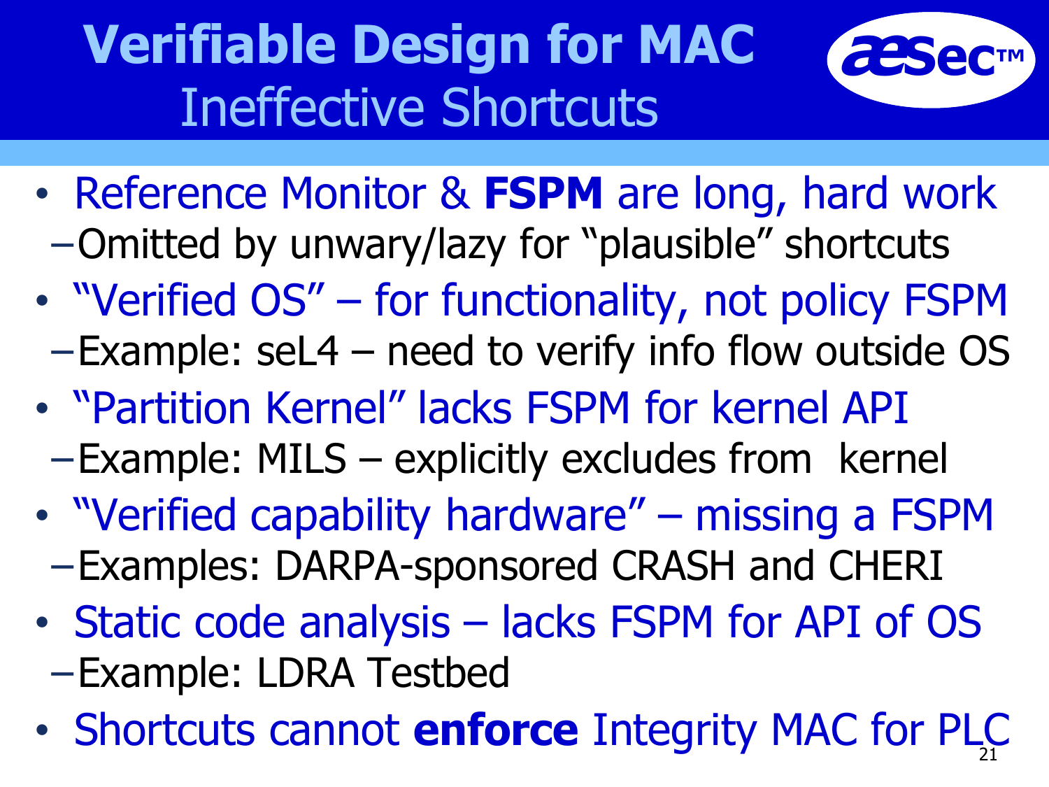# Verifiable Design for MAC

## Ineffective Shortcuts

- Reference Monitor & **FSPM** are long, hard work
  - Omitted by unwary/lazy for "plausible" shortcuts
- "Verified OS" – for functionality, not policy FSPM
  - Example: seL4 – need to verify info flow outside OS
- "Partition Kernel" lacks FSPM for kernel API
  - Example: MILS – explicitly excludes from kernel
- "Verified capability hardware" – missing a FSPM
  - Examples: DARPA-sponsored CRASH and CHERI
- Static code analysis – lacks FSPM for API of OS
  - Example: LDRA Testbed
- Shortcuts cannot **enforce** Integrity MAC for PLC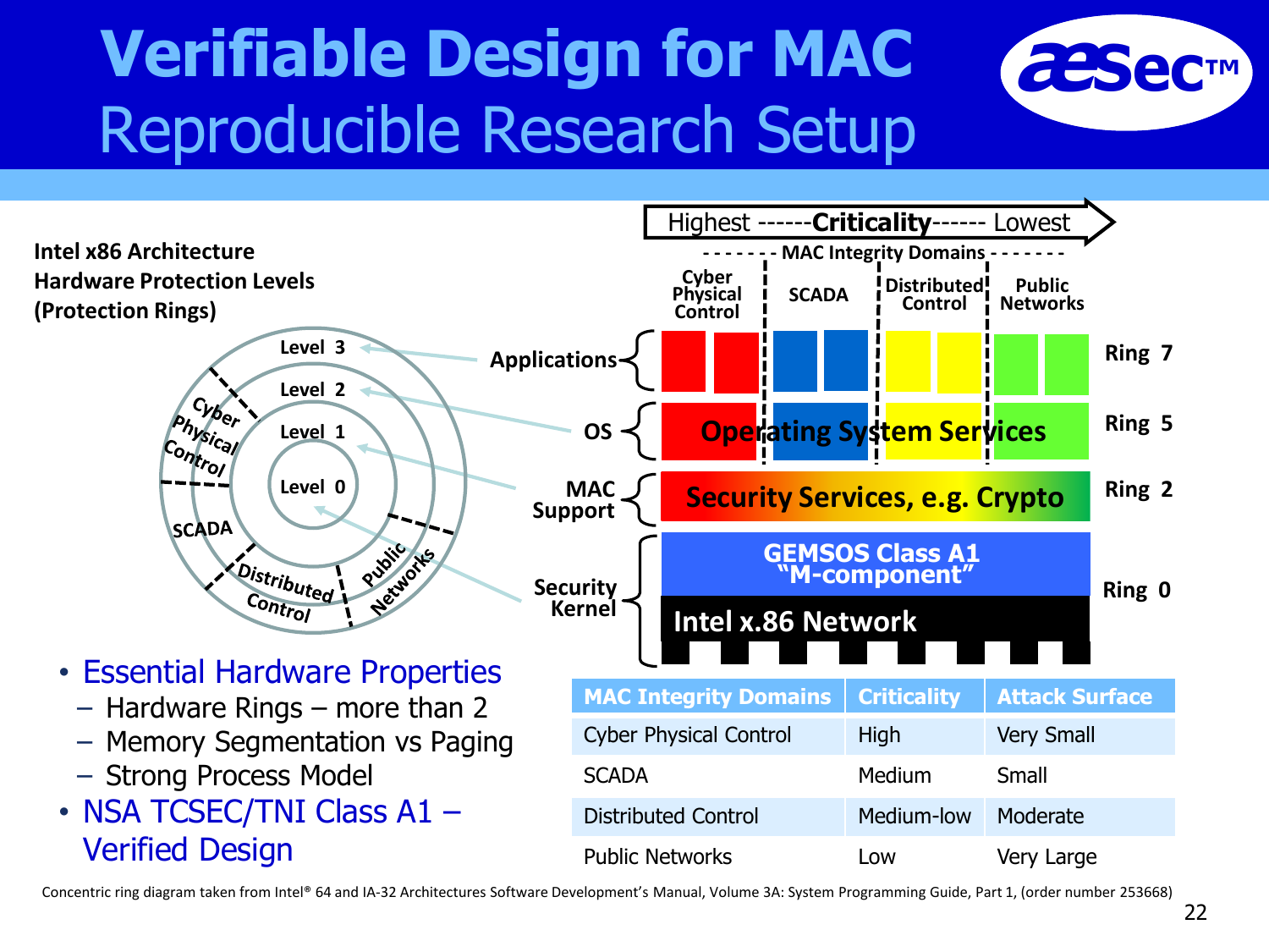# Verifiable Design for MAC

## Reproducible Research Setup

**Intel x86 Architecture Hardware Protection Levels (Protection Rings)**

Level 3, Level 2, Level 1, Level 0

Cyber Physical Control, SCADA, Distributed Control, Public Networks

Highest ------**Criticality**------ Lowest

- - - - - - MAC Integrity Domains - - - - - -

Cyber Physical Control | SCADA | Distributed Control | Public Networks

Applications — Ring 7

OS — Operating System Services — Ring 5

MAC Support — Security Services, e.g. Crypto — Ring 2

Security Kernel — GEMSOS Class A1 "M-component" / Intel x.86 Network — Ring 0

- Essential Hardware Properties
  - Hardware Rings – more than 2
  - Memory Segmentation vs Paging
  - Strong Process Model
- NSA TCSEC/TNI Class A1 – Verified Design

| MAC Integrity Domains | Criticality | Attack Surface |
|---|---|---|
| Cyber Physical Control | High | Very Small |
| SCADA | Medium | Small |
| Distributed Control | Medium-low | Moderate |
| Public Networks | Low | Very Large |

Concentric ring diagram taken from Intel® 64 and IA-32 Architectures Software Development's Manual, Volume 3A: System Programming Guide, Part 1, (order number 253668)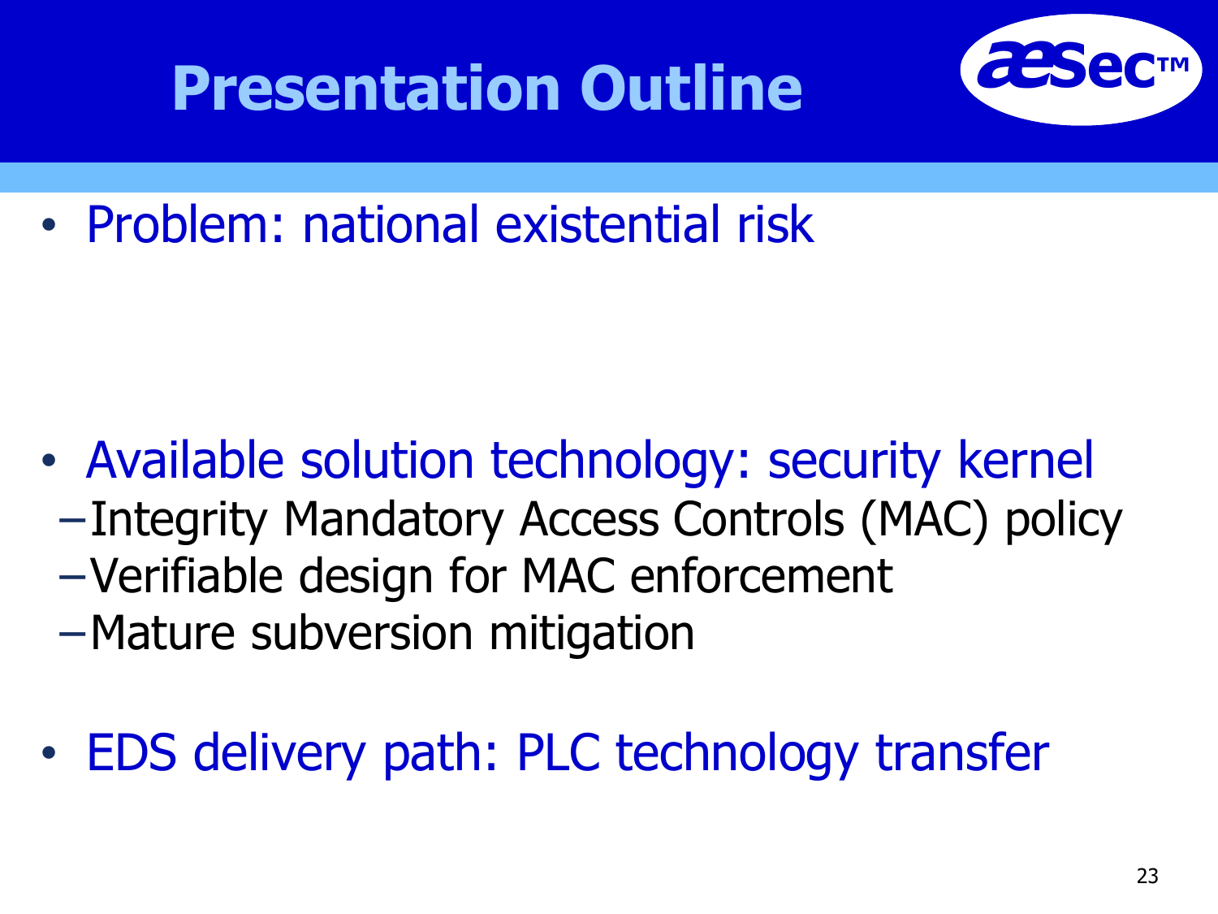# Presentation Outline

- Problem: national existential risk

- Available solution technology: security kernel
  - Integrity Mandatory Access Controls (MAC) policy
  - Verifiable design for MAC enforcement
  - Mature subversion mitigation

- EDS delivery path: PLC technology transfer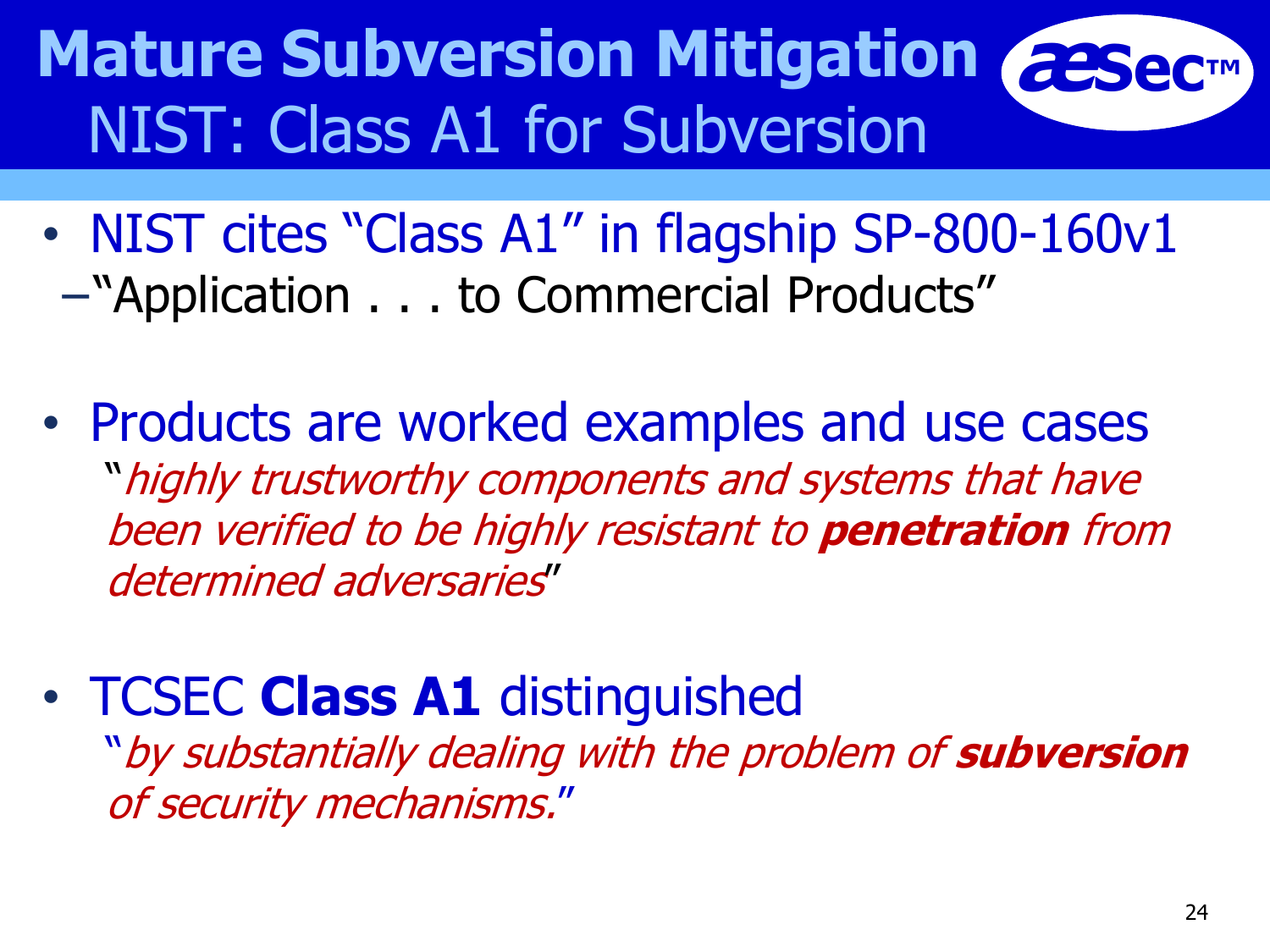# Mature Subversion Mitigation

## NIST: Class A1 for Subversion

- NIST cites "Class A1" in flagship SP-800-160v1
  - "Application . . . to Commercial Products"

- Products are worked examples and use cases
  "*highly trustworthy components and systems that have been verified to be highly resistant to* ***penetration*** *from determined adversaries*"

- TCSEC **Class A1** distinguished
  "*by substantially dealing with the problem of* ***subversion*** *of security mechanisms.*"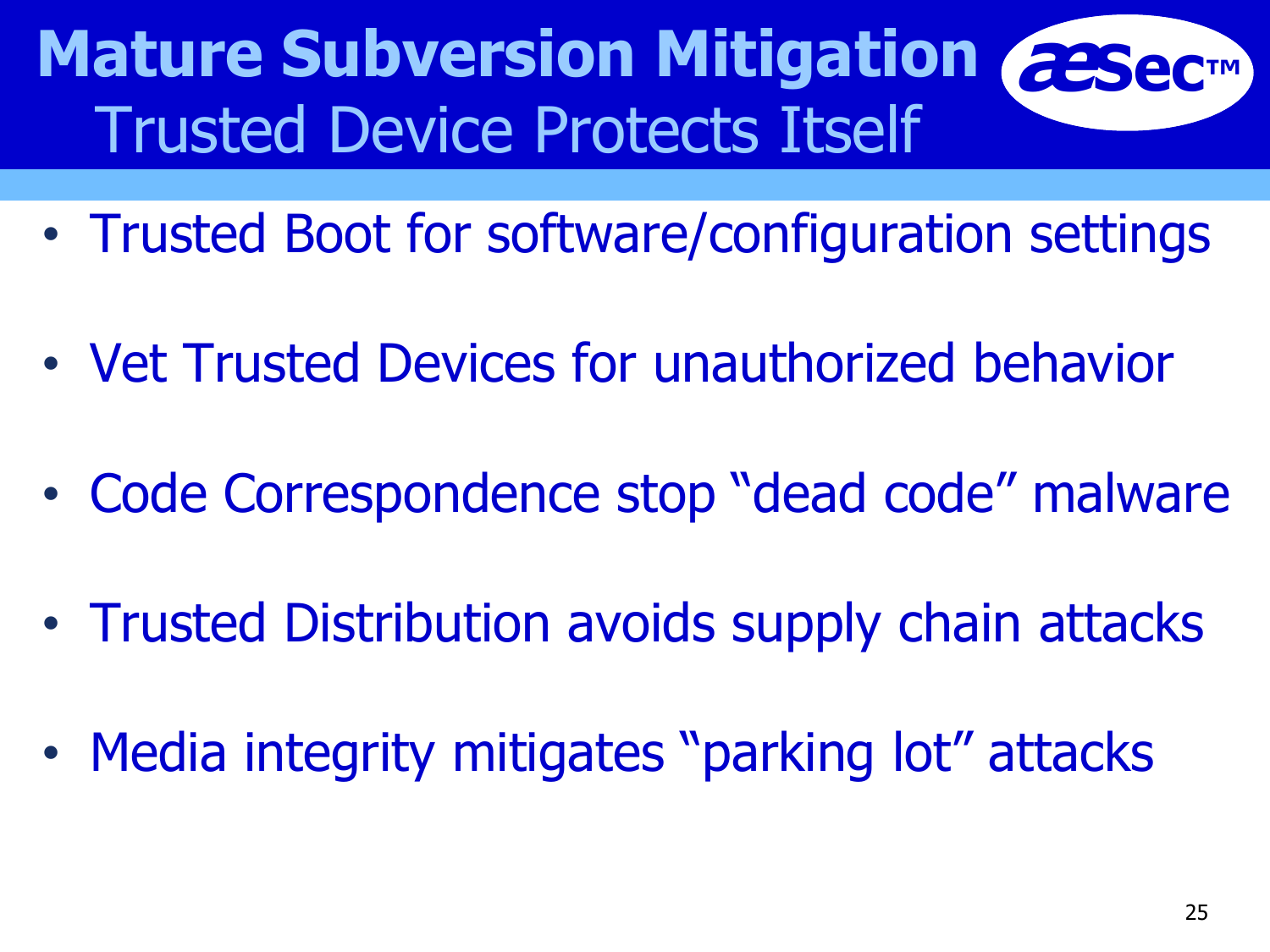# Mature Subversion Mitigation

## Trusted Device Protects Itself

- Trusted Boot for software/configuration settings
- Vet Trusted Devices for unauthorized behavior
- Code Correspondence stop "dead code" malware
- Trusted Distribution avoids supply chain attacks
- Media integrity mitigates "parking lot" attacks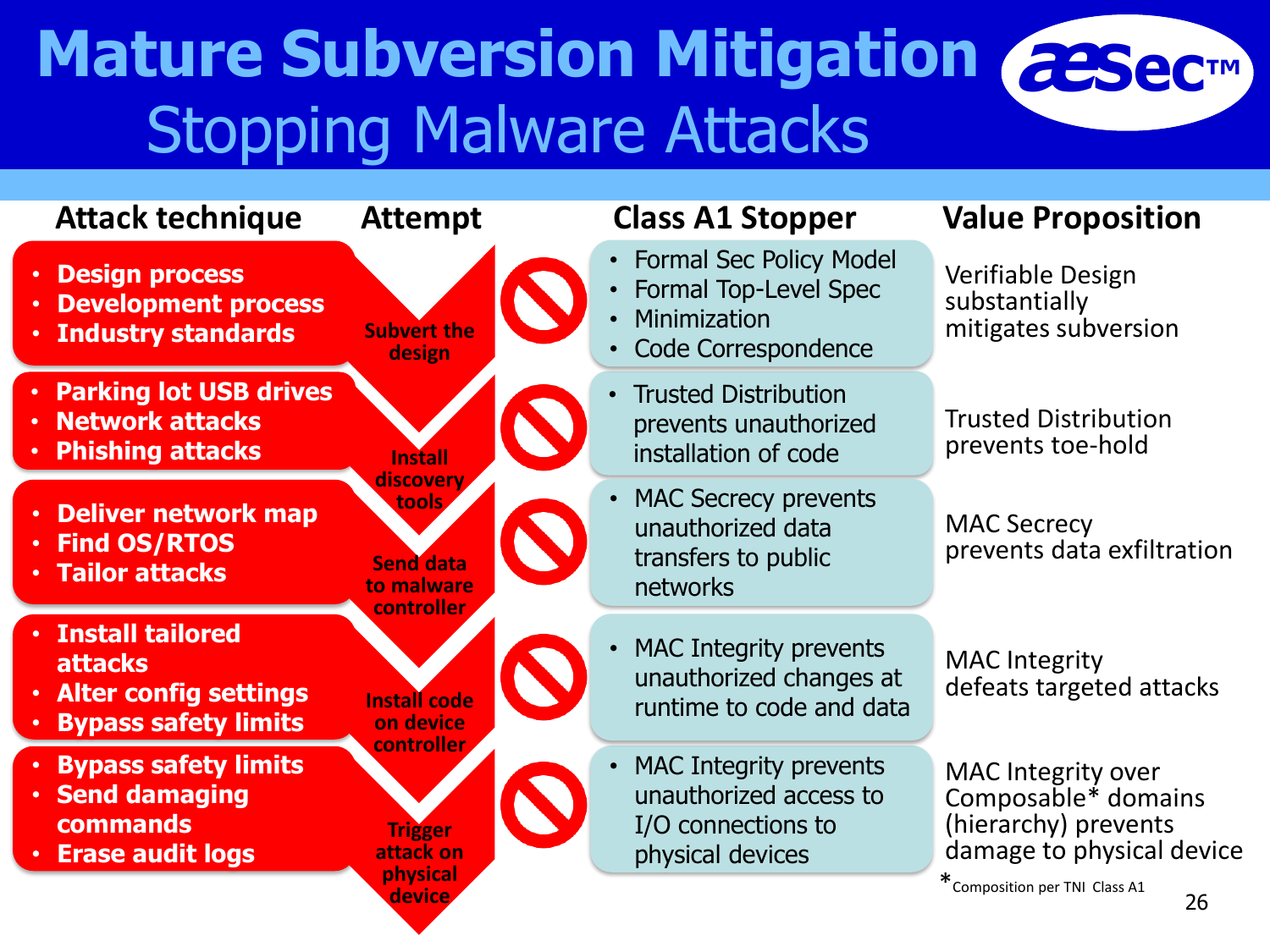# Mature Subversion Mitigation
## Stopping Malware Attacks

aesec™

| Attack technique | Attempt | Class A1 Stopper | Value Proposition |
|---|---|---|---|
| • Design process<br>• Development process<br>• Industry standards | Subvert the design | • Formal Sec Policy Model<br>• Formal Top-Level Spec<br>• Minimization<br>• Code Correspondence | Verifiable Design substantially mitigates subversion |
| • Parking lot USB drives<br>• Network attacks<br>• Phishing attacks | Install discovery tools | • Trusted Distribution prevents unauthorized installation of code | Trusted Distribution prevents toe-hold |
| • Deliver network map<br>• Find OS/RTOS<br>• Tailor attacks | Send data to malware controller | • MAC Secrecy prevents unauthorized data transfers to public networks | MAC Secrecy prevents data exfiltration |
| • Install tailored attacks<br>• Alter config settings<br>• Bypass safety limits | Install code on device controller | • MAC Integrity prevents unauthorized changes at runtime to code and data | MAC Integrity defeats targeted attacks |
| • Bypass safety limits<br>• Send damaging commands<br>• Erase audit logs | Trigger attack on physical device | • MAC Integrity prevents unauthorized access to I/O connections to physical devices | MAC Integrity over Composable* domains (hierarchy) prevents damage to physical device |

*Composition per TNI Class A1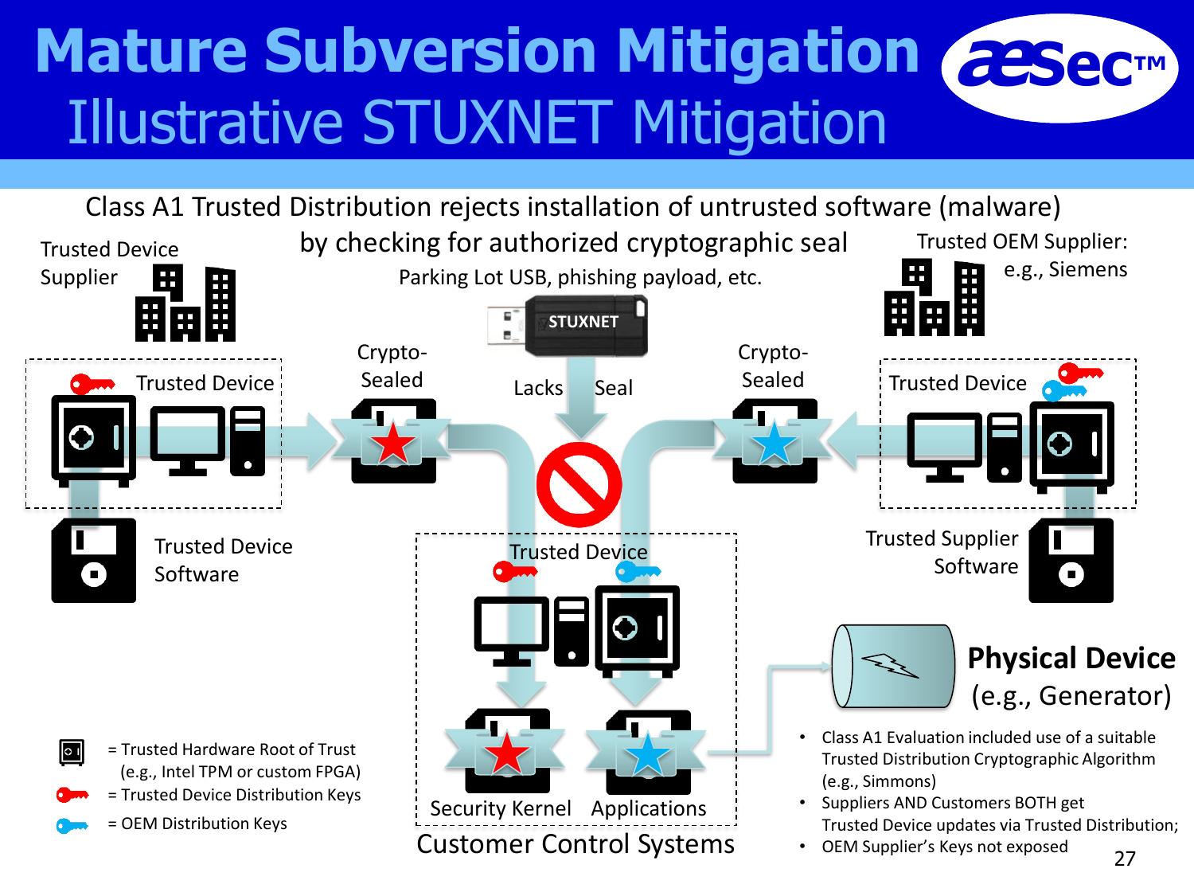# Mature Subversion Mitigation

## Illustrative STUXNET Mitigation

Class A1 Trusted Distribution rejects installation of untrusted software (malware) by checking for authorized cryptographic seal

Trusted Device Supplier

Parking Lot USB, phishing payload, etc.

STUXNET

Trusted OEM Supplier: e.g., Siemens

Trusted Device

Crypto-Sealed

Lacks Seal

Crypto-Sealed

Trusted Device

Trusted Device Software

Trusted Device

Trusted Supplier Software

Physical Device (e.g., Generator)

- Class A1 Evaluation included use of a suitable Trusted Distribution Cryptographic Algorithm (e.g., Simmons)
- Suppliers AND Customers BOTH get Trusted Device updates via Trusted Distribution;
- OEM Supplier's Keys not exposed

= Trusted Hardware Root of Trust (e.g., Intel TPM or custom FPGA)

= Trusted Device Distribution Keys

= OEM Distribution Keys

Security Kernel Applications

Customer Control Systems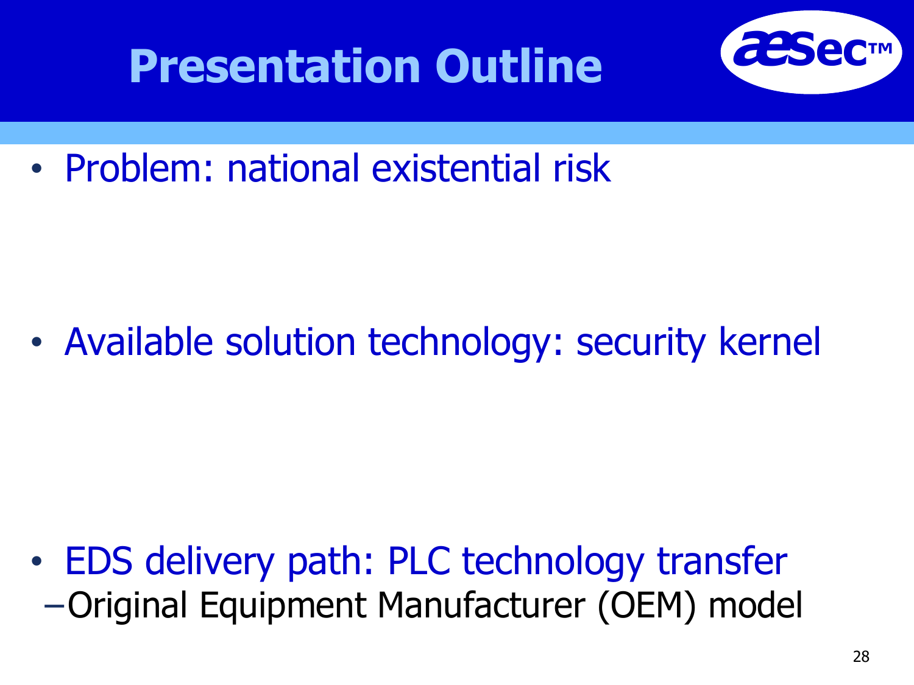# Presentation Outline

- Problem: national existential risk

- Available solution technology: security kernel

- EDS delivery path: PLC technology transfer
  - Original Equipment Manufacturer (OEM) model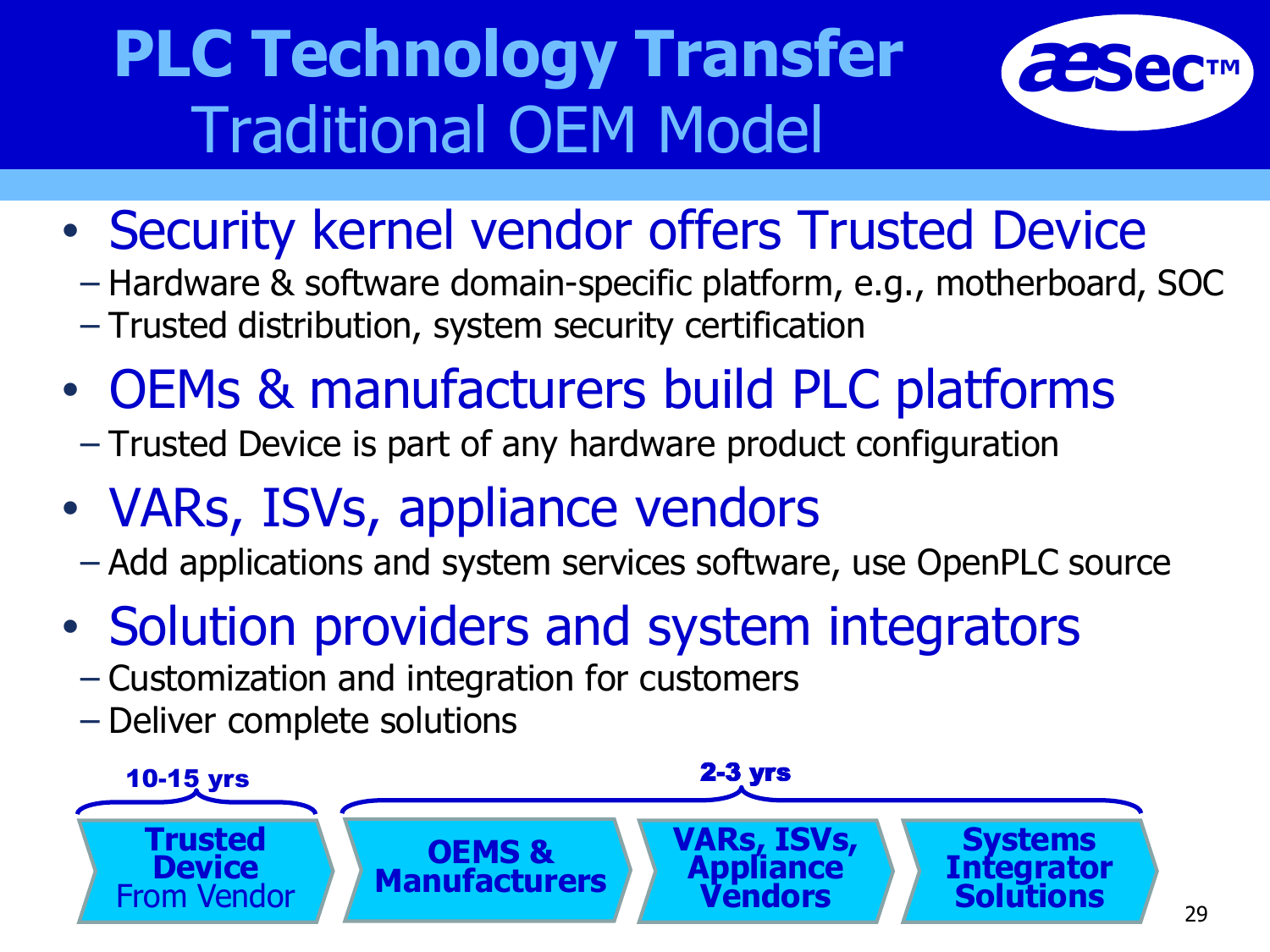# PLC Technology Transfer
## Traditional OEM Model

aesec™

- Security kernel vendor offers Trusted Device
  - Hardware & software domain-specific platform, e.g., motherboard, SOC
  - Trusted distribution, system security certification
- OEMs & manufacturers build PLC platforms
  - Trusted Device is part of any hardware product configuration
- VARs, ISVs, appliance vendors
  - Add applications and system services software, use OpenPLC source
- Solution providers and system integrators
  - Customization and integration for customers
  - Deliver complete solutions

**10-15 yrs**: **Trusted Device** From Vendor

**2-3 yrs**: **OEMS & Manufacturers** → **VARs, ISVs, Appliance Vendors** → **Systems Integrator Solutions**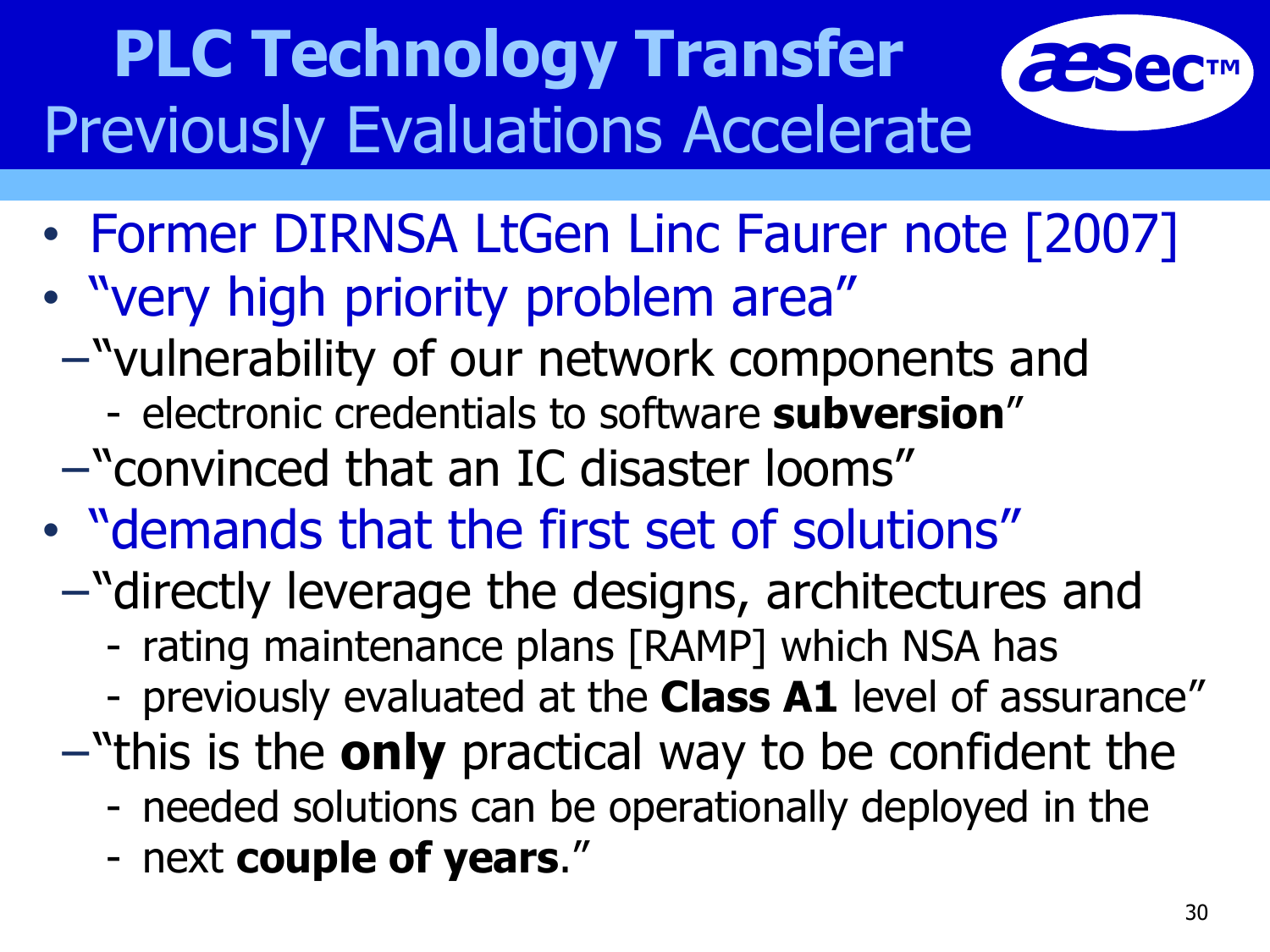# PLC Technology Transfer

## Previously Evaluations Accelerate

aesec™

- Former DIRNSA LtGen Linc Faurer note [2007]
- "very high priority problem area"
  - "vulnerability of our network components and
    - electronic credentials to software **subversion**"
  - "convinced that an IC disaster looms"
- "demands that the first set of solutions"
  - "directly leverage the designs, architectures and
    - rating maintenance plans [RAMP] which NSA has
    - previously evaluated at the **Class A1** level of assurance"
  - "this is the **only** practical way to be confident the
    - needed solutions can be operationally deployed in the
    - next **couple of years**."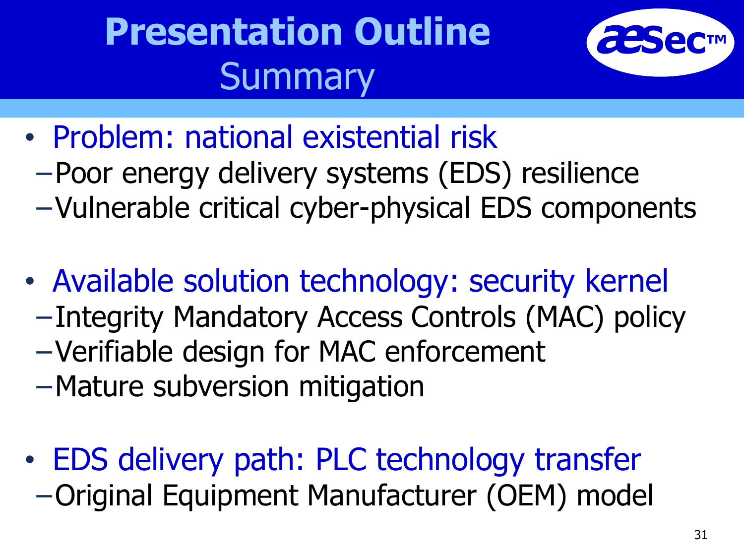# Presentation Outline
## Summary

- Problem: national existential risk
  - Poor energy delivery systems (EDS) resilience
  - Vulnerable critical cyber-physical EDS components
- Available solution technology: security kernel
  - Integrity Mandatory Access Controls (MAC) policy
  - Verifiable design for MAC enforcement
  - Mature subversion mitigation
- EDS delivery path: PLC technology transfer
  - Original Equipment Manufacturer (OEM) model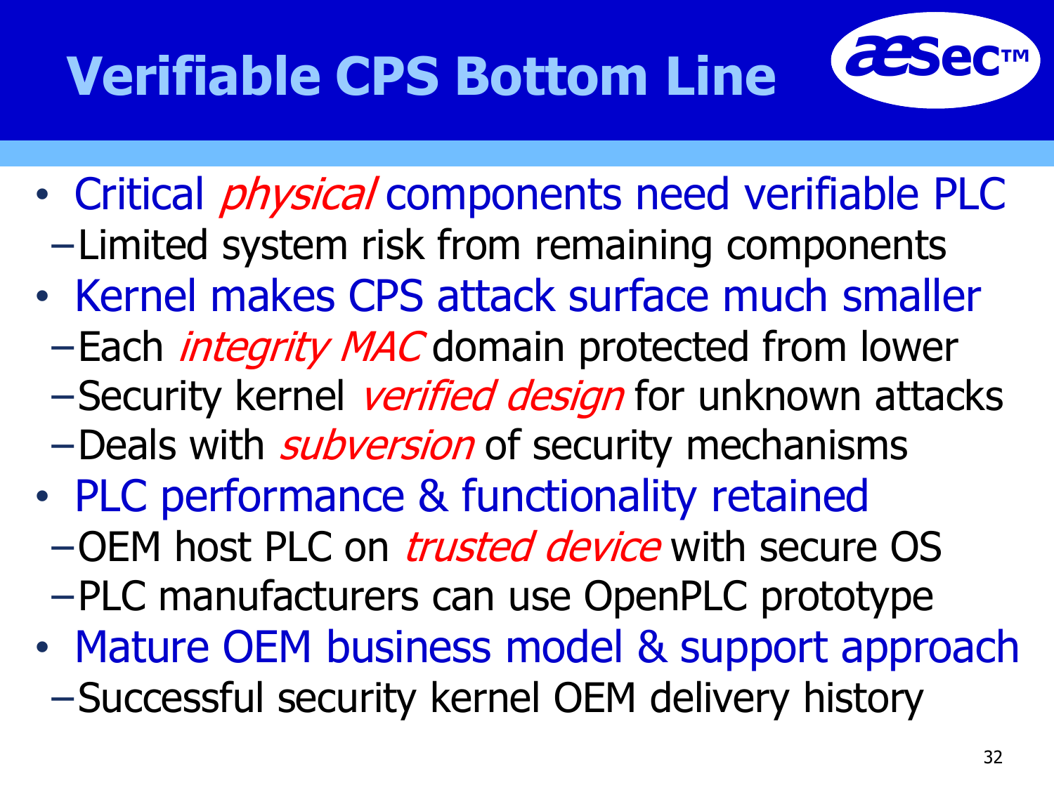# Verifiable CPS Bottom Line

aesec™

- Critical *physical* components need verifiable PLC
  - Limited system risk from remaining components
- Kernel makes CPS attack surface much smaller
  - Each *integrity MAC* domain protected from lower
  - Security kernel *verified design* for unknown attacks
  - Deals with *subversion* of security mechanisms
- PLC performance & functionality retained
  - OEM host PLC on *trusted device* with secure OS
  - PLC manufacturers can use OpenPLC prototype
- Mature OEM business model & support approach
  - Successful security kernel OEM delivery history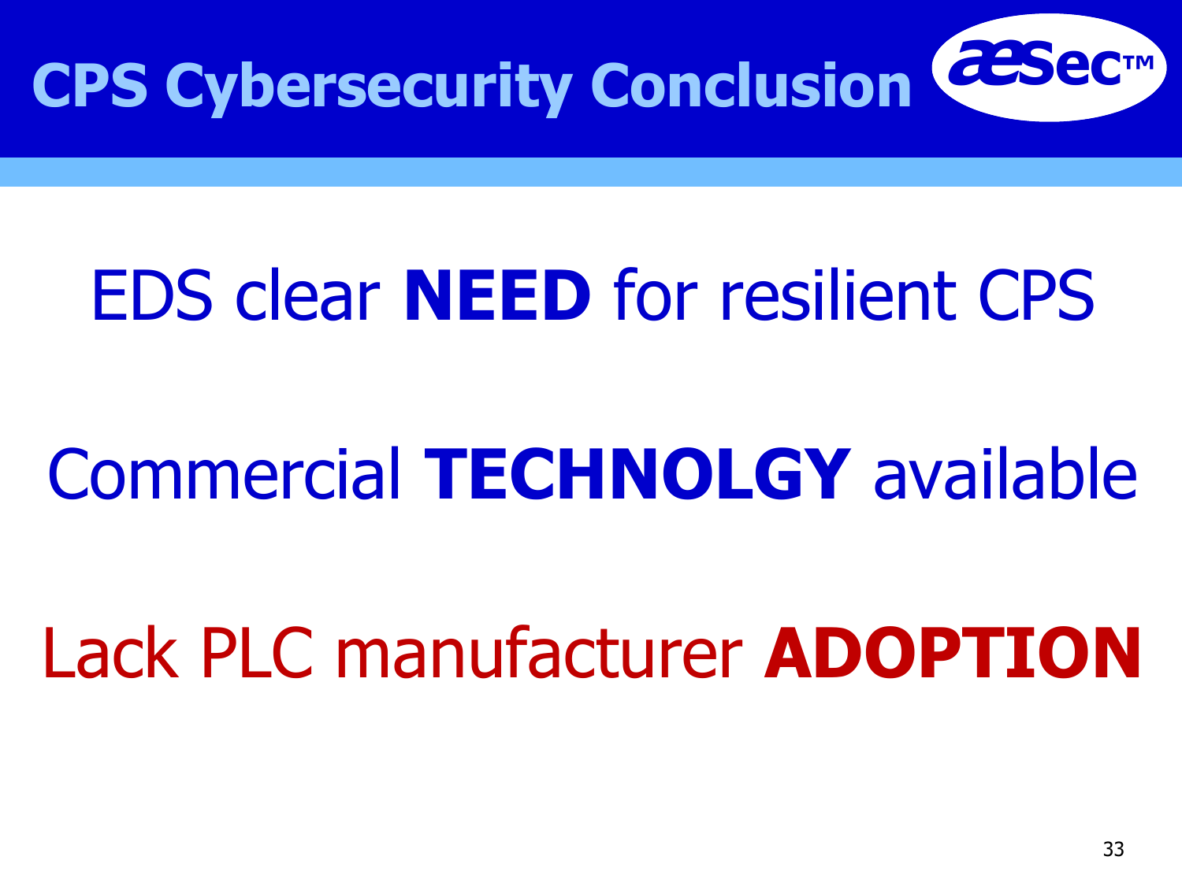# CPS Cybersecurity Conclusion

aesec™

EDS clear **NEED** for resilient CPS

Commercial **TECHNOLGY** available

Lack PLC manufacturer **ADOPTION**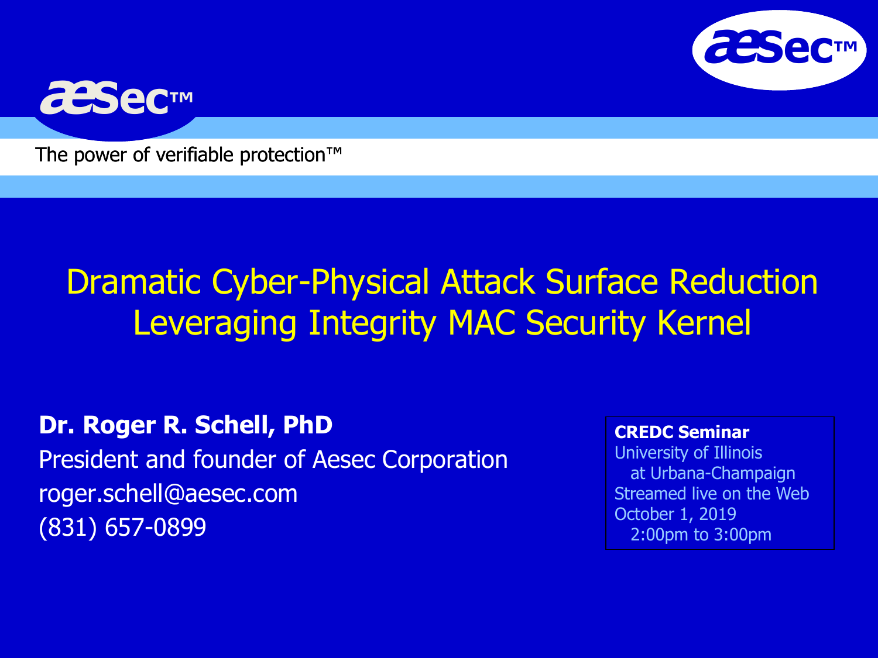aesec™

The power of verifiable protection™

# Dramatic Cyber-Physical Attack Surface Reduction Leveraging Integrity MAC Security Kernel

**Dr. Roger R. Schell, PhD**

President and founder of Aesec Corporation

roger.schell@aesec.com

(831) 657-0899

**CREDC Seminar**

University of Illinois at Urbana-Champaign

Streamed live on the Web

October 1, 2019

2:00pm to 3:00pm